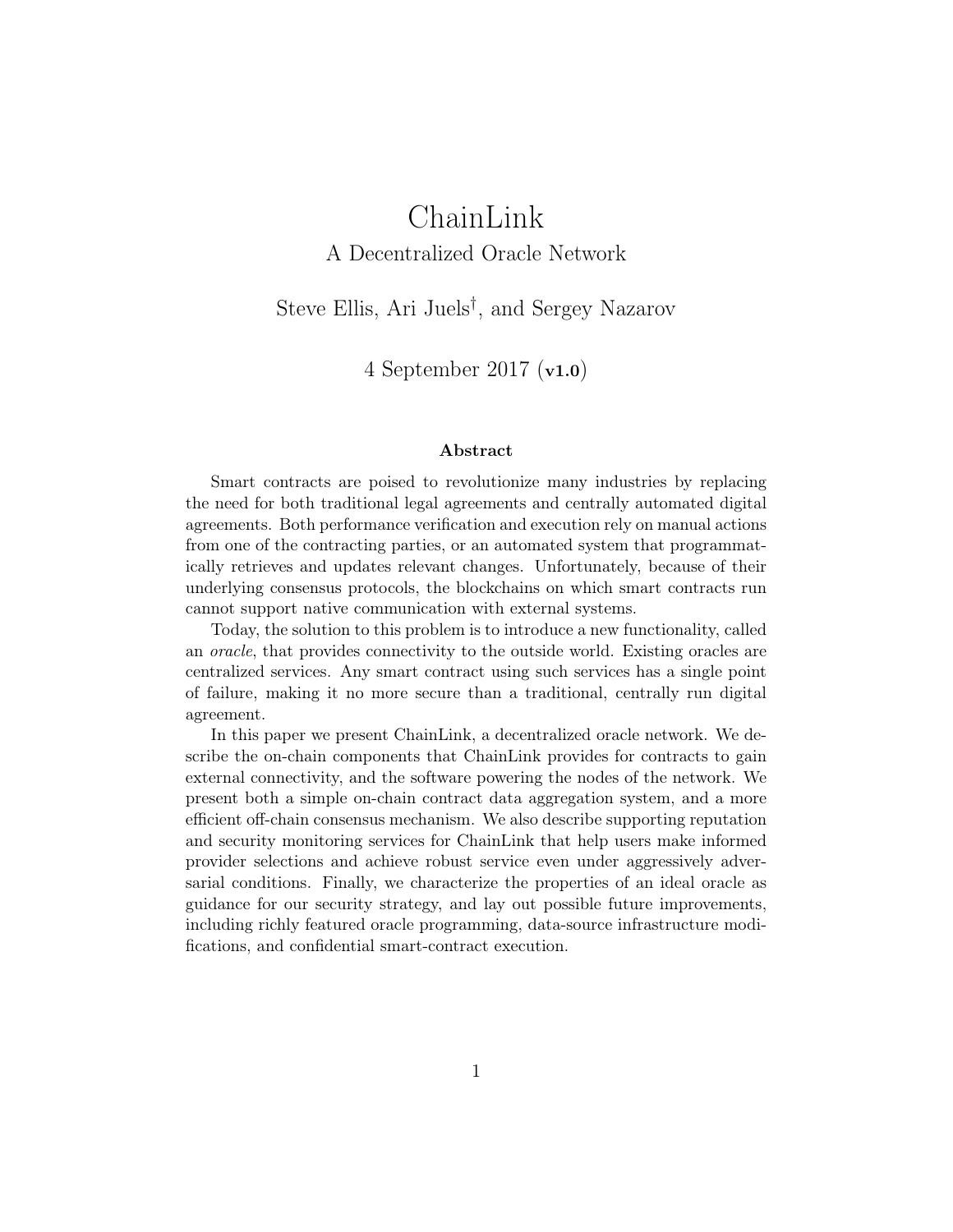# ChainLink

## A Decentralized Oracle Network

Steve Ellis, Ari Juels[†], and Sergey Nazarov

4 September 2017 (**v1.0**)

### Abstract

Smart contracts are poised to revolutionize many industries by replacing the need for both traditional legal agreements and centrally automated digital agreements. Both performance verification and execution rely on manual actions from one of the contracting parties, or an automated system that programmatically retrieves and updates relevant changes. Unfortunately, because of their underlying consensus protocols, the blockchains on which smart contracts run cannot support native communication with external systems.

Today, the solution to this problem is to introduce a new functionality, called an *oracle*, that provides connectivity to the outside world. Existing oracles are centralized services. Any smart contract using such services has a single point of failure, making it no more secure than a traditional, centrally run digital agreement.

In this paper we present ChainLink, a decentralized oracle network. We describe the on-chain components that ChainLink provides for contracts to gain external connectivity, and the software powering the nodes of the network. We present both a simple on-chain contract data aggregation system, and a more efficient off-chain consensus mechanism. We also describe supporting reputation and security monitoring services for ChainLink that help users make informed provider selections and achieve robust service even under aggressively adversarial conditions. Finally, we characterize the properties of an ideal oracle as guidance for our security strategy, and lay out possible future improvements, including richly featured oracle programming, data-source infrastructure modifications, and confidential smart-contract execution.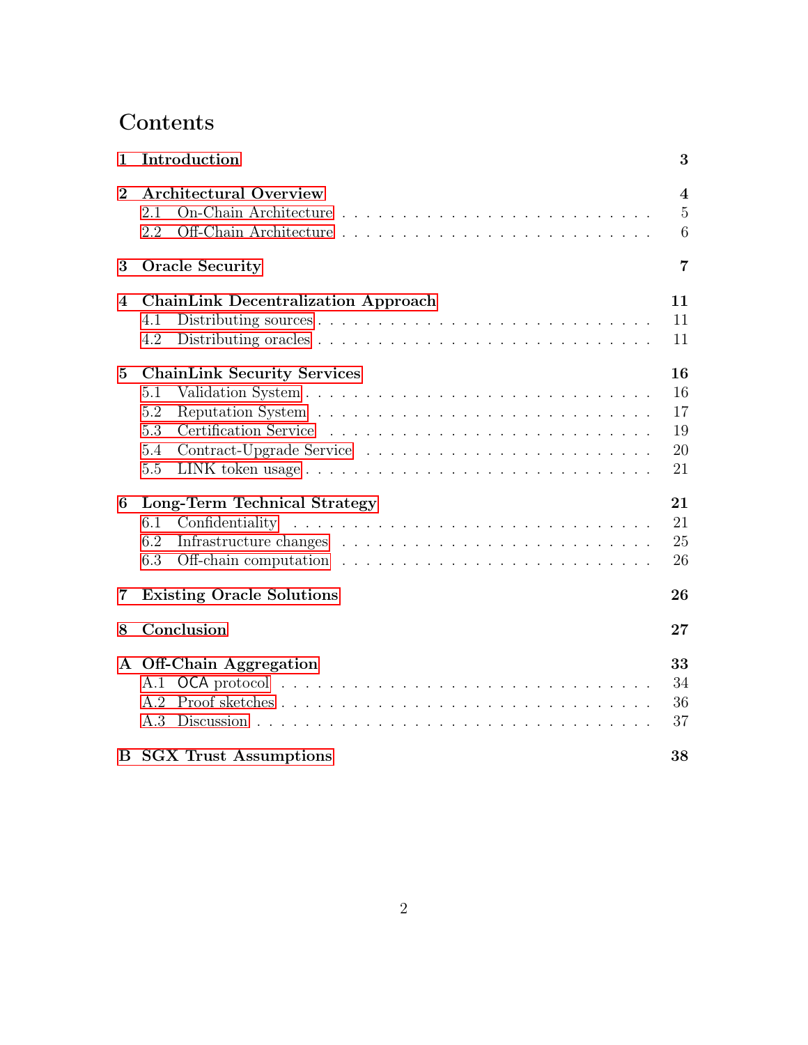# Contents

**1 Introduction** — **3**

**2 Architectural Overview** — **4**
- 2.1 On-Chain Architecture — 5
- 2.2 Off-Chain Architecture — 6

**3 Oracle Security** — **7**

**4 ChainLink Decentralization Approach** — **11**
- 4.1 Distributing sources — 11
- 4.2 Distributing oracles — 11

**5 ChainLink Security Services** — **16**
- 5.1 Validation System — 16
- 5.2 Reputation System — 17
- 5.3 Certification Service — 19
- 5.4 Contract-Upgrade Service — 20
- 5.5 LINK token usage — 21

**6 Long-Term Technical Strategy** — **21**
- 6.1 Confidentiality — 21
- 6.2 Infrastructure changes — 25
- 6.3 Off-chain computation — 26

**7 Existing Oracle Solutions** — **26**

**8 Conclusion** — **27**

**A Off-Chain Aggregation** — **33**
- A.1 OCA protocol — 34
- A.2 Proof sketches — 36
- A.3 Discussion — 37

**B SGX Trust Assumptions** — **38**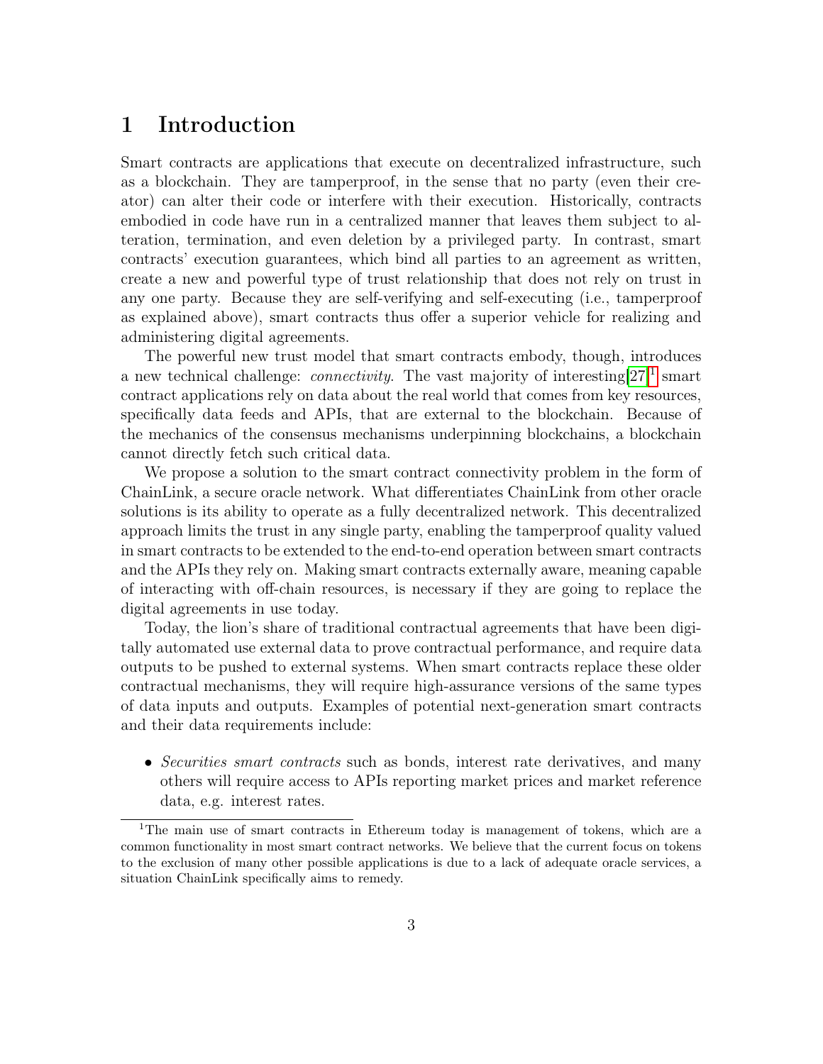# 1 Introduction

Smart contracts are applications that execute on decentralized infrastructure, such as a blockchain. They are tamperproof, in the sense that no party (even their creator) can alter their code or interfere with their execution. Historically, contracts embodied in code have run in a centralized manner that leaves them subject to alteration, termination, and even deletion by a privileged party. In contrast, smart contracts' execution guarantees, which bind all parties to an agreement as written, create a new and powerful type of trust relationship that does not rely on trust in any one party. Because they are self-verifying and self-executing (i.e., tamperproof as explained above), smart contracts thus offer a superior vehicle for realizing and administering digital agreements.

The powerful new trust model that smart contracts embody, though, introduces a new technical challenge: *connectivity*. The vast majority of interesting[27][1] smart contract applications rely on data about the real world that comes from key resources, specifically data feeds and APIs, that are external to the blockchain. Because of the mechanics of the consensus mechanisms underpinning blockchains, a blockchain cannot directly fetch such critical data.

We propose a solution to the smart contract connectivity problem in the form of ChainLink, a secure oracle network. What differentiates ChainLink from other oracle solutions is its ability to operate as a fully decentralized network. This decentralized approach limits the trust in any single party, enabling the tamperproof quality valued in smart contracts to be extended to the end-to-end operation between smart contracts and the APIs they rely on. Making smart contracts externally aware, meaning capable of interacting with off-chain resources, is necessary if they are going to replace the digital agreements in use today.

Today, the lion's share of traditional contractual agreements that have been digitally automated use external data to prove contractual performance, and require data outputs to be pushed to external systems. When smart contracts replace these older contractual mechanisms, they will require high-assurance versions of the same types of data inputs and outputs. Examples of potential next-generation smart contracts and their data requirements include:

- *Securities smart contracts* such as bonds, interest rate derivatives, and many others will require access to APIs reporting market prices and market reference data, e.g. interest rates.

[1] The main use of smart contracts in Ethereum today is management of tokens, which are a common functionality in most smart contract networks. We believe that the current focus on tokens to the exclusion of many other possible applications is due to a lack of adequate oracle services, a situation ChainLink specifically aims to remedy.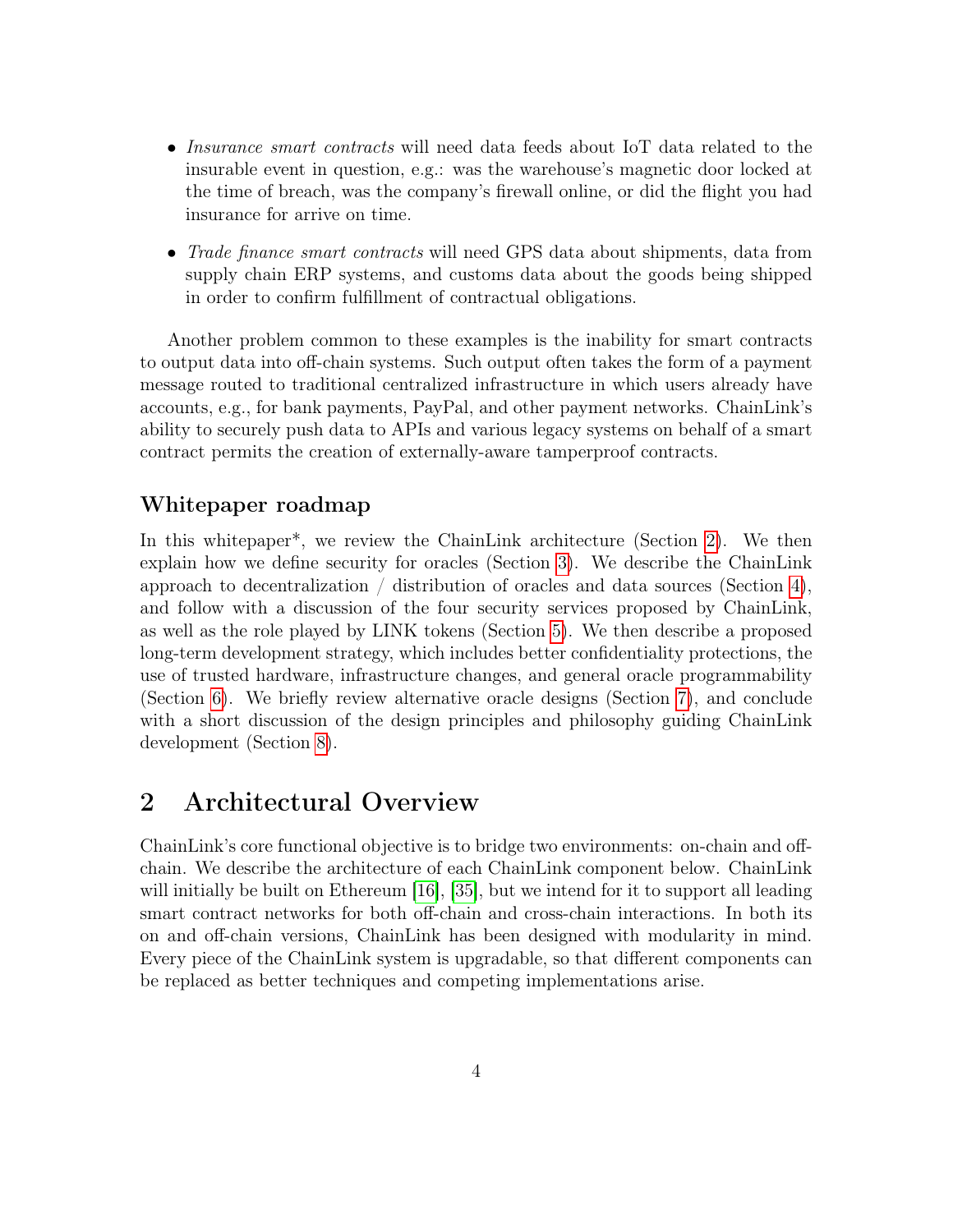- *Insurance smart contracts* will need data feeds about IoT data related to the insurable event in question, e.g.: was the warehouse's magnetic door locked at the time of breach, was the company's firewall online, or did the flight you had insurance for arrive on time.
- *Trade finance smart contracts* will need GPS data about shipments, data from supply chain ERP systems, and customs data about the goods being shipped in order to confirm fulfillment of contractual obligations.

Another problem common to these examples is the inability for smart contracts to output data into off-chain systems. Such output often takes the form of a payment message routed to traditional centralized infrastructure in which users already have accounts, e.g., for bank payments, PayPal, and other payment networks. ChainLink's ability to securely push data to APIs and various legacy systems on behalf of a smart contract permits the creation of externally-aware tamperproof contracts.

### Whitepaper roadmap

In this whitepaper*, we review the ChainLink architecture (Section 2). We then explain how we define security for oracles (Section 3). We describe the ChainLink approach to decentralization / distribution of oracles and data sources (Section 4), and follow with a discussion of the four security services proposed by ChainLink, as well as the role played by LINK tokens (Section 5). We then describe a proposed long-term development strategy, which includes better confidentiality protections, the use of trusted hardware, infrastructure changes, and general oracle programmability (Section 6). We briefly review alternative oracle designs (Section 7), and conclude with a short discussion of the design principles and philosophy guiding ChainLink development (Section 8).

## 2 Architectural Overview

ChainLink's core functional objective is to bridge two environments: on-chain and off-chain. We describe the architecture of each ChainLink component below. ChainLink will initially be built on Ethereum [16], [35], but we intend for it to support all leading smart contract networks for both off-chain and cross-chain interactions. In both its on and off-chain versions, ChainLink has been designed with modularity in mind. Every piece of the ChainLink system is upgradable, so that different components can be replaced as better techniques and competing implementations arise.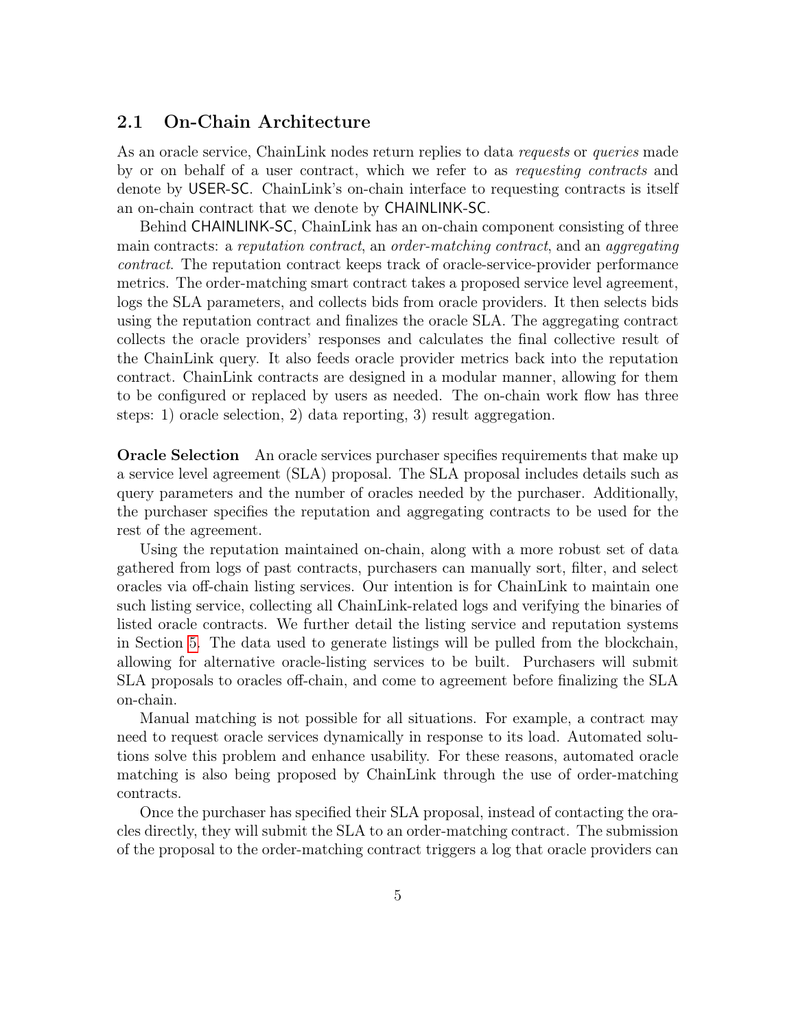## 2.1 On-Chain Architecture

As an oracle service, ChainLink nodes return replies to data *requests* or *queries* made by or on behalf of a user contract, which we refer to as *requesting contracts* and denote by USER-SC. ChainLink's on-chain interface to requesting contracts is itself an on-chain contract that we denote by CHAINLINK-SC.

Behind CHAINLINK-SC, ChainLink has an on-chain component consisting of three main contracts: a *reputation contract*, an *order-matching contract*, and an *aggregating contract*. The reputation contract keeps track of oracle-service-provider performance metrics. The order-matching smart contract takes a proposed service level agreement, logs the SLA parameters, and collects bids from oracle providers. It then selects bids using the reputation contract and finalizes the oracle SLA. The aggregating contract collects the oracle providers' responses and calculates the final collective result of the ChainLink query. It also feeds oracle provider metrics back into the reputation contract. ChainLink contracts are designed in a modular manner, allowing for them to be configured or replaced by users as needed. The on-chain work flow has three steps: 1) oracle selection, 2) data reporting, 3) result aggregation.

**Oracle Selection** An oracle services purchaser specifies requirements that make up a service level agreement (SLA) proposal. The SLA proposal includes details such as query parameters and the number of oracles needed by the purchaser. Additionally, the purchaser specifies the reputation and aggregating contracts to be used for the rest of the agreement.

Using the reputation maintained on-chain, along with a more robust set of data gathered from logs of past contracts, purchasers can manually sort, filter, and select oracles via off-chain listing services. Our intention is for ChainLink to maintain one such listing service, collecting all ChainLink-related logs and verifying the binaries of listed oracle contracts. We further detail the listing service and reputation systems in Section 5. The data used to generate listings will be pulled from the blockchain, allowing for alternative oracle-listing services to be built. Purchasers will submit SLA proposals to oracles off-chain, and come to agreement before finalizing the SLA on-chain.

Manual matching is not possible for all situations. For example, a contract may need to request oracle services dynamically in response to its load. Automated solutions solve this problem and enhance usability. For these reasons, automated oracle matching is also being proposed by ChainLink through the use of order-matching contracts.

Once the purchaser has specified their SLA proposal, instead of contacting the oracles directly, they will submit the SLA to an order-matching contract. The submission of the proposal to the order-matching contract triggers a log that oracle providers can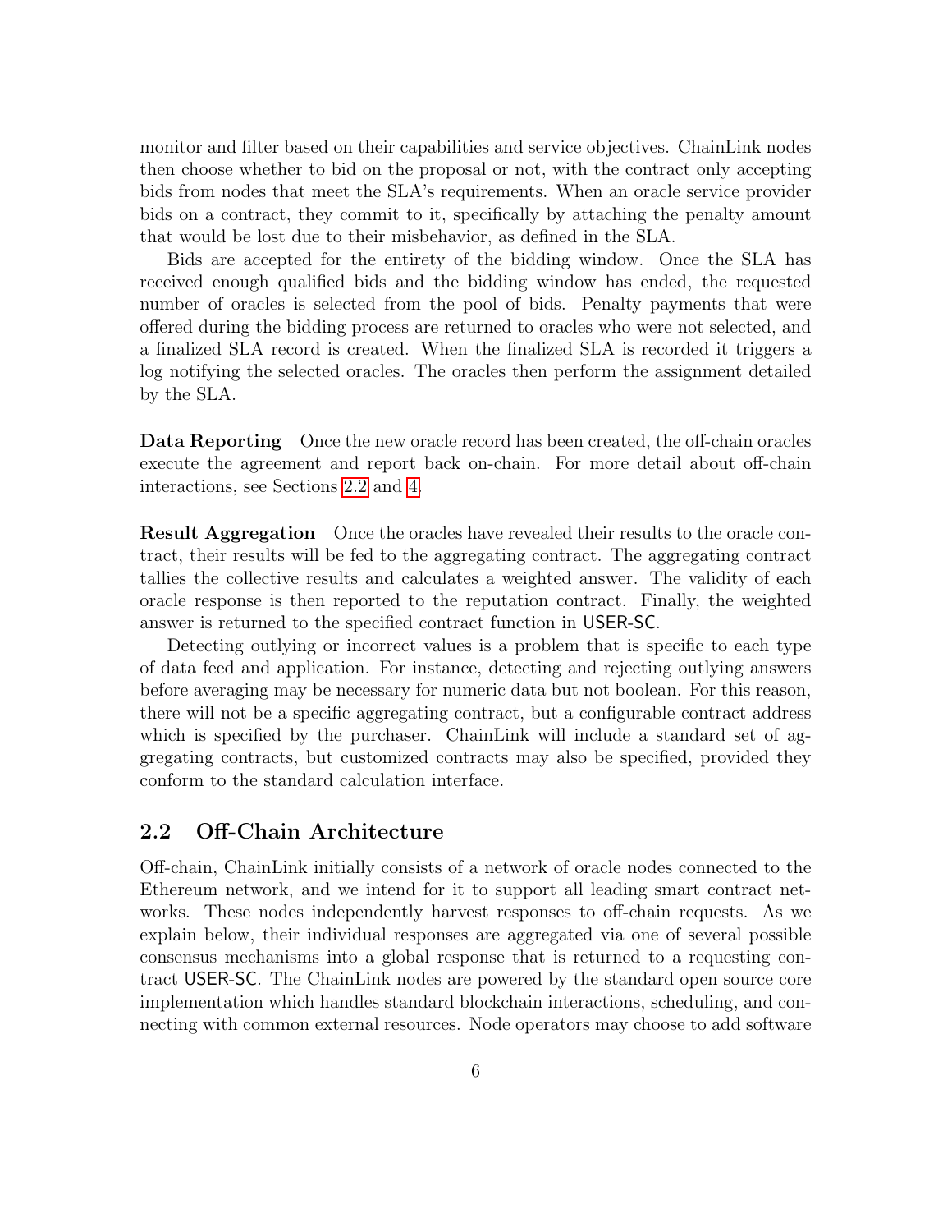monitor and filter based on their capabilities and service objectives. ChainLink nodes then choose whether to bid on the proposal or not, with the contract only accepting bids from nodes that meet the SLA's requirements. When an oracle service provider bids on a contract, they commit to it, specifically by attaching the penalty amount that would be lost due to their misbehavior, as defined in the SLA.

Bids are accepted for the entirety of the bidding window. Once the SLA has received enough qualified bids and the bidding window has ended, the requested number of oracles is selected from the pool of bids. Penalty payments that were offered during the bidding process are returned to oracles who were not selected, and a finalized SLA record is created. When the finalized SLA is recorded it triggers a log notifying the selected oracles. The oracles then perform the assignment detailed by the SLA.

**Data Reporting** Once the new oracle record has been created, the off-chain oracles execute the agreement and report back on-chain. For more detail about off-chain interactions, see Sections 2.2 and 4.

**Result Aggregation** Once the oracles have revealed their results to the oracle contract, their results will be fed to the aggregating contract. The aggregating contract tallies the collective results and calculates a weighted answer. The validity of each oracle response is then reported to the reputation contract. Finally, the weighted answer is returned to the specified contract function in USER-SC.

Detecting outlying or incorrect values is a problem that is specific to each type of data feed and application. For instance, detecting and rejecting outlying answers before averaging may be necessary for numeric data but not boolean. For this reason, there will not be a specific aggregating contract, but a configurable contract address which is specified by the purchaser. ChainLink will include a standard set of aggregating contracts, but customized contracts may also be specified, provided they conform to the standard calculation interface.

## 2.2 Off-Chain Architecture

Off-chain, ChainLink initially consists of a network of oracle nodes connected to the Ethereum network, and we intend for it to support all leading smart contract networks. These nodes independently harvest responses to off-chain requests. As we explain below, their individual responses are aggregated via one of several possible consensus mechanisms into a global response that is returned to a requesting contract USER-SC. The ChainLink nodes are powered by the standard open source core implementation which handles standard blockchain interactions, scheduling, and connecting with common external resources. Node operators may choose to add software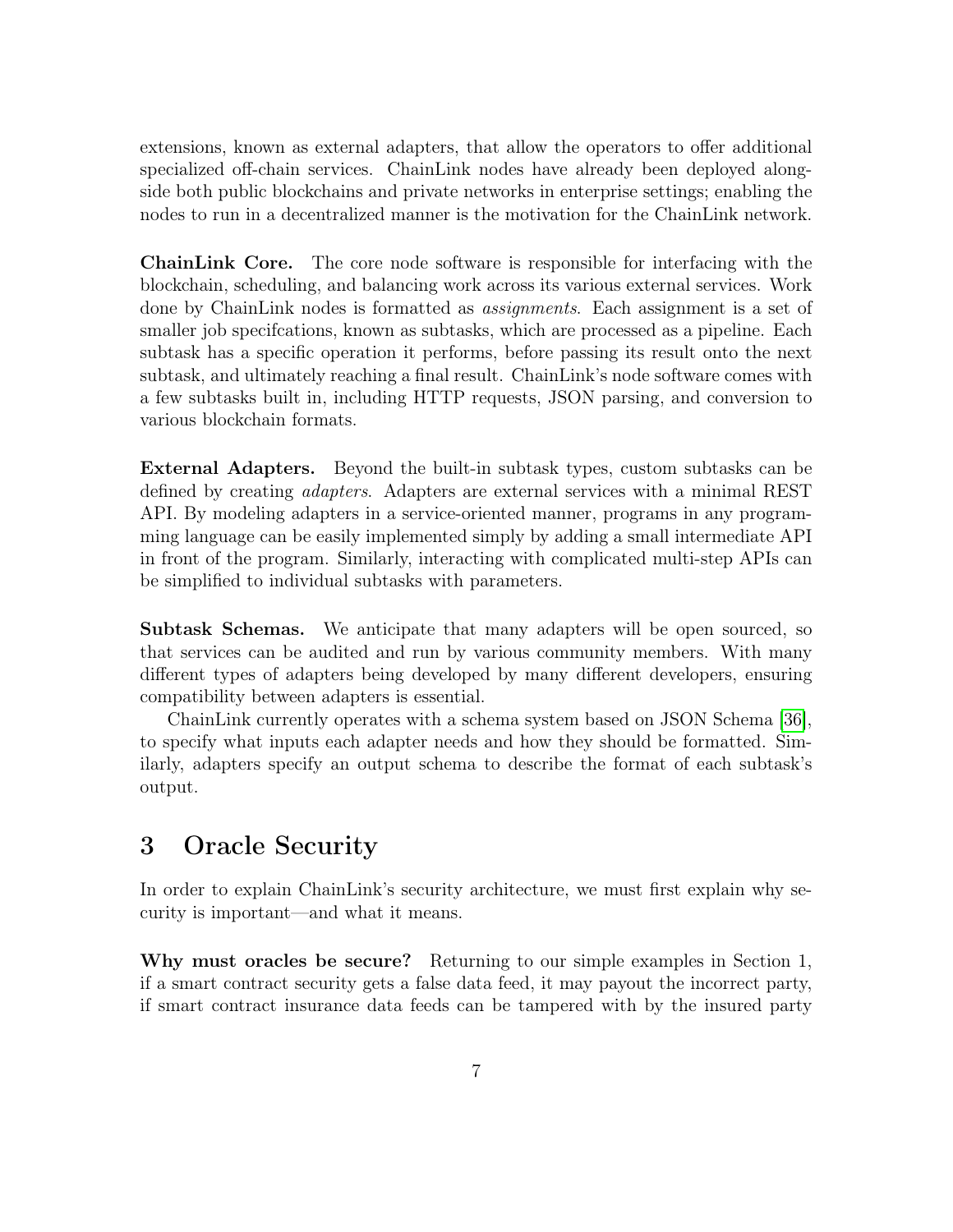extensions, known as external adapters, that allow the operators to offer additional specialized off-chain services. ChainLink nodes have already been deployed alongside both public blockchains and private networks in enterprise settings; enabling the nodes to run in a decentralized manner is the motivation for the ChainLink network.

**ChainLink Core.** The core node software is responsible for interfacing with the blockchain, scheduling, and balancing work across its various external services. Work done by ChainLink nodes is formatted as *assignments*. Each assignment is a set of smaller job specifcations, known as subtasks, which are processed as a pipeline. Each subtask has a specific operation it performs, before passing its result onto the next subtask, and ultimately reaching a final result. ChainLink's node software comes with a few subtasks built in, including HTTP requests, JSON parsing, and conversion to various blockchain formats.

**External Adapters.** Beyond the built-in subtask types, custom subtasks can be defined by creating *adapters*. Adapters are external services with a minimal REST API. By modeling adapters in a service-oriented manner, programs in any programming language can be easily implemented simply by adding a small intermediate API in front of the program. Similarly, interacting with complicated multi-step APIs can be simplified to individual subtasks with parameters.

**Subtask Schemas.** We anticipate that many adapters will be open sourced, so that services can be audited and run by various community members. With many different types of adapters being developed by many different developers, ensuring compatibility between adapters is essential.

ChainLink currently operates with a schema system based on JSON Schema [36], to specify what inputs each adapter needs and how they should be formatted. Similarly, adapters specify an output schema to describe the format of each subtask's output.

## 3 Oracle Security

In order to explain ChainLink's security architecture, we must first explain why security is important—and what it means.

**Why must oracles be secure?** Returning to our simple examples in Section 1, if a smart contract security gets a false data feed, it may payout the incorrect party, if smart contract insurance data feeds can be tampered with by the insured party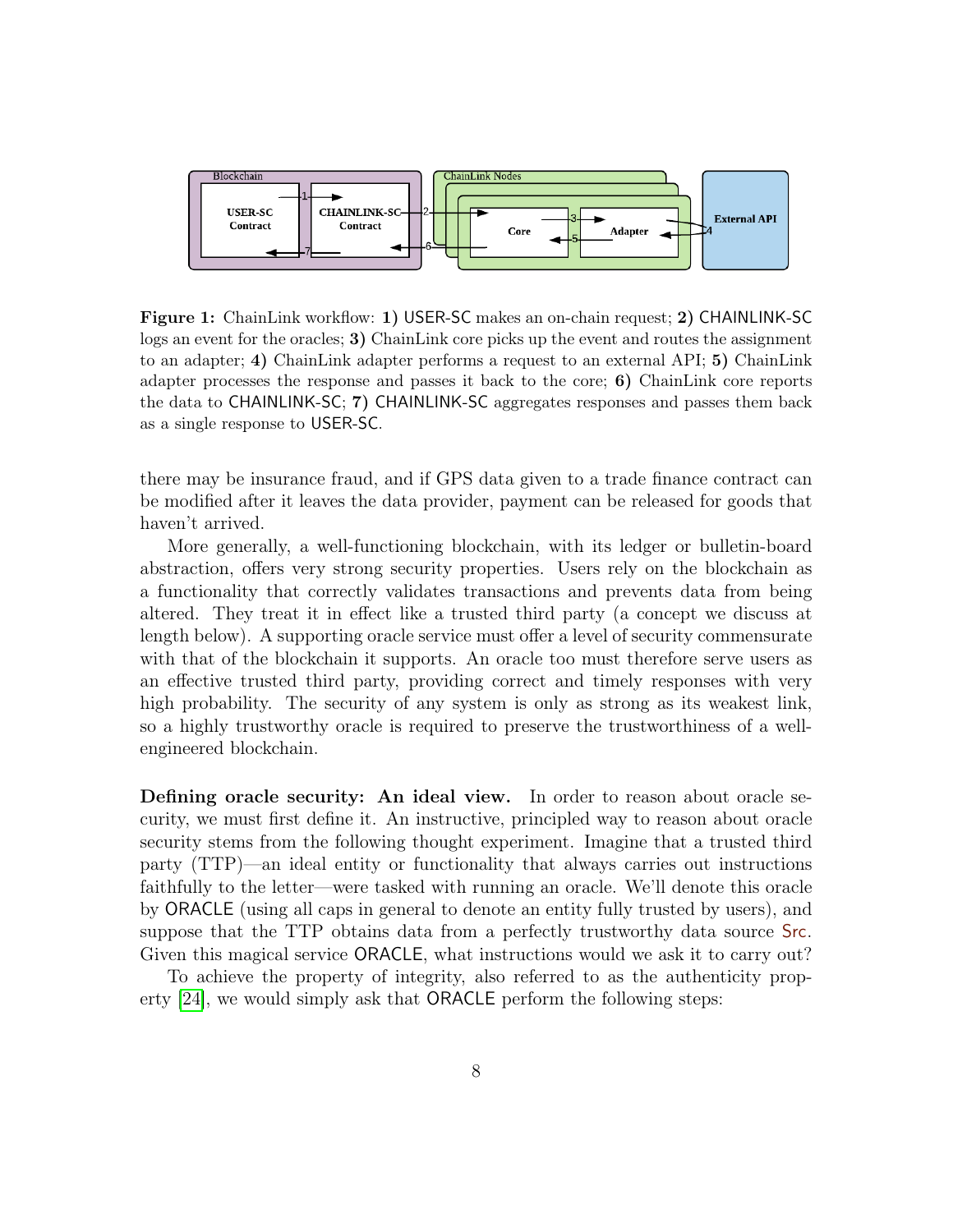**Figure 1:** ChainLink workflow: **1)** USER-SC makes an on-chain request; **2)** CHAINLINK-SC logs an event for the oracles; **3)** ChainLink core picks up the event and routes the assignment to an adapter; **4)** ChainLink adapter performs a request to an external API; **5)** ChainLink adapter processes the response and passes it back to the core; **6)** ChainLink core reports the data to CHAINLINK-SC; **7)** CHAINLINK-SC aggregates responses and passes them back as a single response to USER-SC.

there may be insurance fraud, and if GPS data given to a trade finance contract can be modified after it leaves the data provider, payment can be released for goods that haven't arrived.

More generally, a well-functioning blockchain, with its ledger or bulletin-board abstraction, offers very strong security properties. Users rely on the blockchain as a functionality that correctly validates transactions and prevents data from being altered. They treat it in effect like a trusted third party (a concept we discuss at length below). A supporting oracle service must offer a level of security commensurate with that of the blockchain it supports. An oracle too must therefore serve users as an effective trusted third party, providing correct and timely responses with very high probability. The security of any system is only as strong as its weakest link, so a highly trustworthy oracle is required to preserve the trustworthiness of a well-engineered blockchain.

**Defining oracle security: An ideal view.** In order to reason about oracle security, we must first define it. An instructive, principled way to reason about oracle security stems from the following thought experiment. Imagine that a trusted third party (TTP)—an ideal entity or functionality that always carries out instructions faithfully to the letter—were tasked with running an oracle. We'll denote this oracle by ORACLE (using all caps in general to denote an entity fully trusted by users), and suppose that the TTP obtains data from a perfectly trustworthy data source Src. Given this magical service ORACLE, what instructions would we ask it to carry out?

To achieve the property of integrity, also referred to as the authenticity property [24], we would simply ask that ORACLE perform the following steps: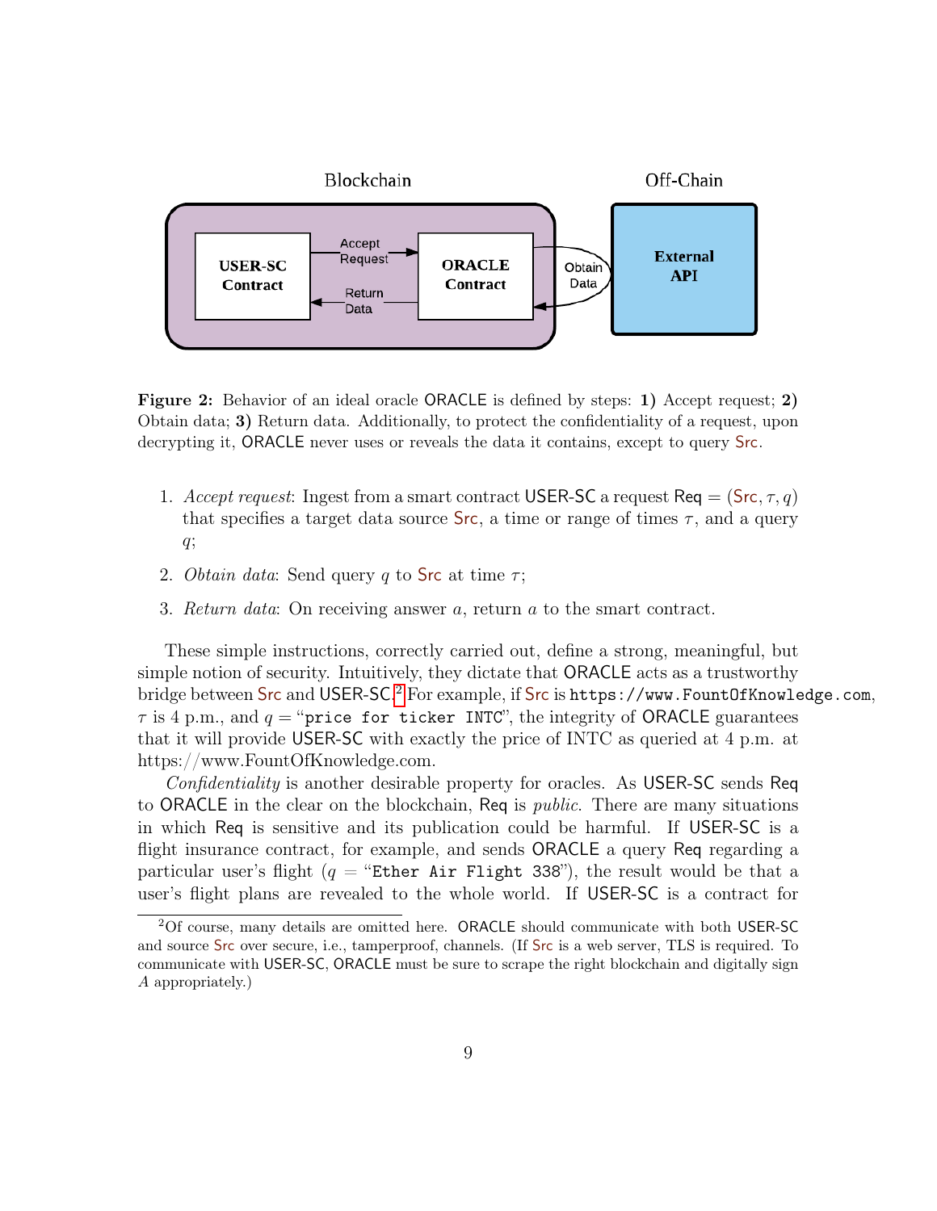**Figure 2:** Behavior of an ideal oracle ORACLE is defined by steps: **1)** Accept request; **2)** Obtain data; **3)** Return data. Additionally, to protect the confidentiality of a request, upon decrypting it, ORACLE never uses or reveals the data it contains, except to query Src.

1. *Accept request*: Ingest from a smart contract USER-SC a request Req $= (\mathsf{Src}, \tau, q)$ that specifies a target data source Src, a time or range of times $\tau$, and a query $q$;
2. *Obtain data*: Send query $q$ to Src at time $\tau$;
3. *Return data*: On receiving answer $a$, return $a$ to the smart contract.

These simple instructions, correctly carried out, define a strong, meaningful, but simple notion of security. Intuitively, they dictate that ORACLE acts as a trustworthy bridge between Src and USER-SC.[2] For example, if Src is `https://www.FountOfKnowledge.com`, $\tau$ is 4 p.m., and $q$ = "`price for ticker INTC`", the integrity of ORACLE guarantees that it will provide USER-SC with exactly the price of INTC as queried at 4 p.m. at https://www.FountOfKnowledge.com.

*Confidentiality* is another desirable property for oracles. As USER-SC sends Req to ORACLE in the clear on the blockchain, Req is *public*. There are many situations in which Req is sensitive and its publication could be harmful. If USER-SC is a flight insurance contract, for example, and sends ORACLE a query Req regarding a particular user's flight ($q$ = "`Ether Air Flight 338`"), the result would be that a user's flight plans are revealed to the whole world. If USER-SC is a contract for

[2] Of course, many details are omitted here. ORACLE should communicate with both USER-SC and source Src over secure, i.e., tamperproof, channels. (If Src is a web server, TLS is required. To communicate with USER-SC, ORACLE must be sure to scrape the right blockchain and digitally sign $A$ appropriately.)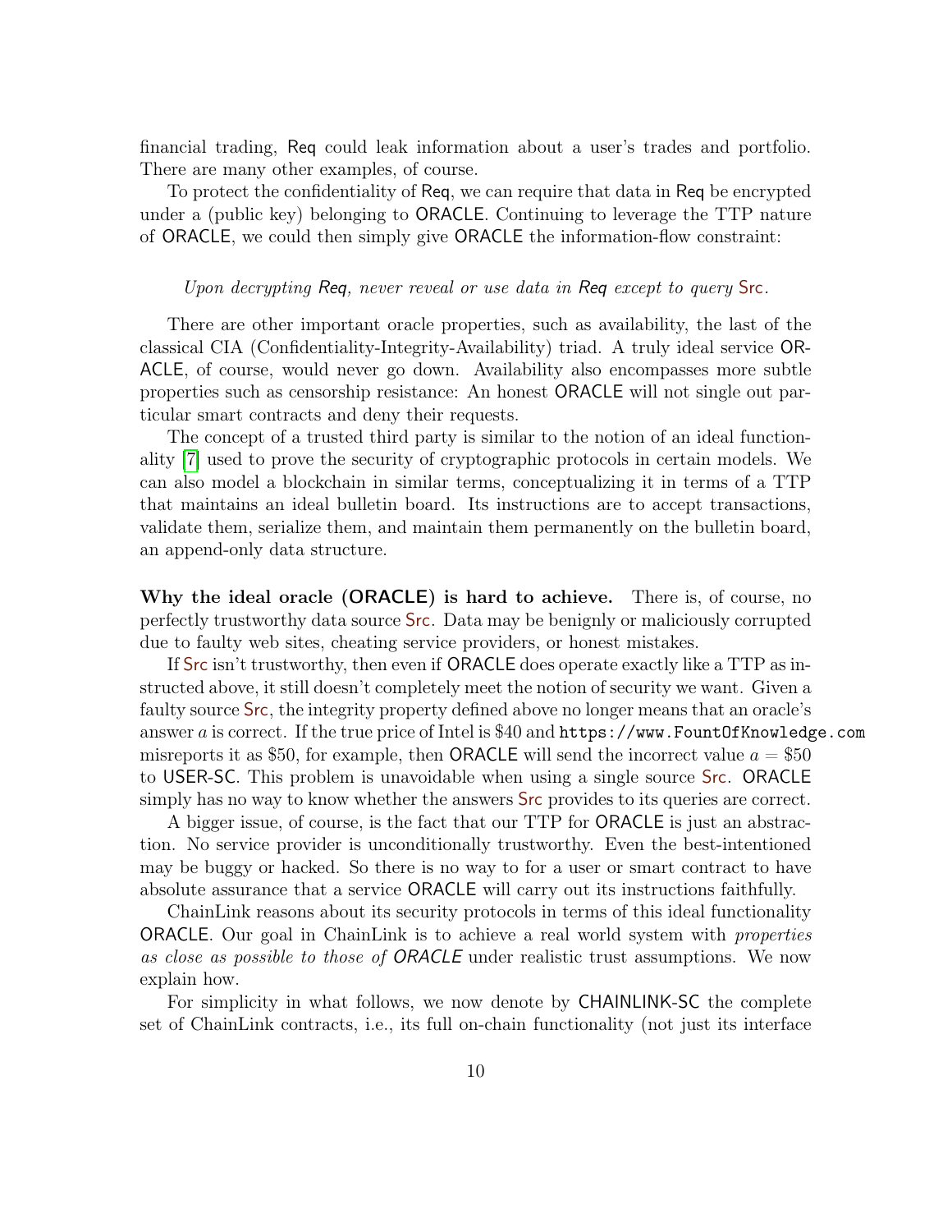financial trading, Req could leak information about a user's trades and portfolio. There are many other examples, of course.

To protect the confidentiality of Req, we can require that data in Req be encrypted under a (public key) belonging to ORACLE. Continuing to leverage the TTP nature of ORACLE, we could then simply give ORACLE the information-flow constraint:

*Upon decrypting Req, never reveal or use data in Req except to query Src.*

There are other important oracle properties, such as availability, the last of the classical CIA (Confidentiality-Integrity-Availability) triad. A truly ideal service ORACLE, of course, would never go down. Availability also encompasses more subtle properties such as censorship resistance: An honest ORACLE will not single out particular smart contracts and deny their requests.

The concept of a trusted third party is similar to the notion of an ideal functionality [7] used to prove the security of cryptographic protocols in certain models. We can also model a blockchain in similar terms, conceptualizing it in terms of a TTP that maintains an ideal bulletin board. Its instructions are to accept transactions, validate them, serialize them, and maintain them permanently on the bulletin board, an append-only data structure.

**Why the ideal oracle (ORACLE) is hard to achieve.** There is, of course, no perfectly trustworthy data source Src. Data may be benignly or maliciously corrupted due to faulty web sites, cheating service providers, or honest mistakes.

If Src isn't trustworthy, then even if ORACLE does operate exactly like a TTP as instructed above, it still doesn't completely meet the notion of security we want. Given a faulty source Src, the integrity property defined above no longer means that an oracle's answer $a$ is correct. If the true price of Intel is \$40 and `https://www.FountOfKnowledge.com` misreports it as \$50, for example, then ORACLE will send the incorrect value $a = \$50$ to USER-SC. This problem is unavoidable when using a single source Src. ORACLE simply has no way to know whether the answers Src provides to its queries are correct.

A bigger issue, of course, is the fact that our TTP for ORACLE is just an abstraction. No service provider is unconditionally trustworthy. Even the best-intentioned may be buggy or hacked. So there is no way to for a user or smart contract to have absolute assurance that a service ORACLE will carry out its instructions faithfully.

ChainLink reasons about its security protocols in terms of this ideal functionality ORACLE. Our goal in ChainLink is to achieve a real world system with *properties as close as possible to those of ORACLE* under realistic trust assumptions. We now explain how.

For simplicity in what follows, we now denote by CHAINLINK-SC the complete set of ChainLink contracts, i.e., its full on-chain functionality (not just its interface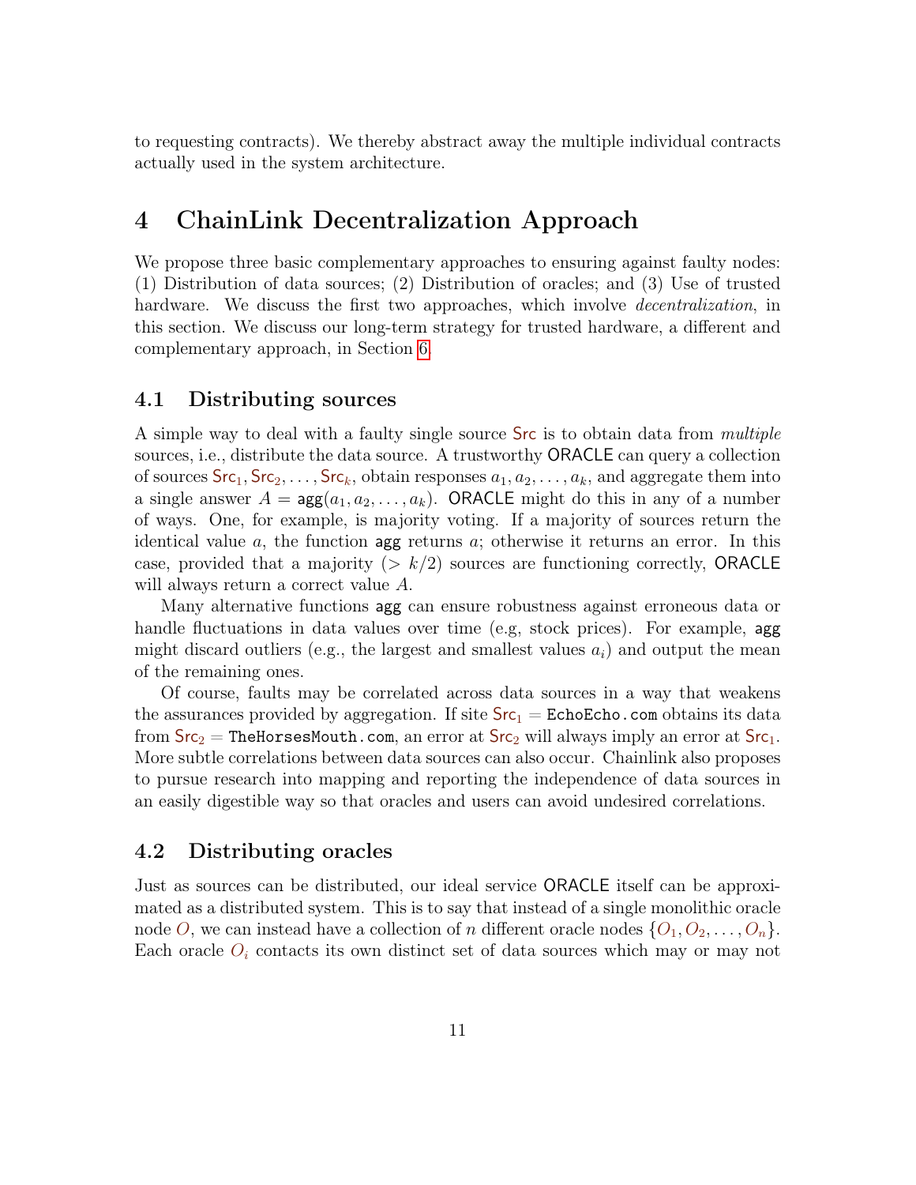to requesting contracts). We thereby abstract away the multiple individual contracts actually used in the system architecture.

# 4 ChainLink Decentralization Approach

We propose three basic complementary approaches to ensuring against faulty nodes: (1) Distribution of data sources; (2) Distribution of oracles; and (3) Use of trusted hardware. We discuss the first two approaches, which involve *decentralization*, in this section. We discuss our long-term strategy for trusted hardware, a different and complementary approach, in Section 6.

## 4.1 Distributing sources

A simple way to deal with a faulty single source $\mathsf{Src}$ is to obtain data from *multiple* sources, i.e., distribute the data source. A trustworthy $\mathsf{ORACLE}$ can query a collection of sources $\mathsf{Src}_1, \mathsf{Src}_2, \ldots, \mathsf{Src}_k$, obtain responses $a_1, a_2, \ldots, a_k$, and aggregate them into a single answer $A = \mathsf{agg}(a_1, a_2, \ldots, a_k)$. $\mathsf{ORACLE}$ might do this in any of a number of ways. One, for example, is majority voting. If a majority of sources return the identical value $a$, the function $\mathsf{agg}$ returns $a$; otherwise it returns an error. In this case, provided that a majority ($> k/2$) sources are functioning correctly, $\mathsf{ORACLE}$ will always return a correct value $A$.

Many alternative functions $\mathsf{agg}$ can ensure robustness against erroneous data or handle fluctuations in data values over time (e.g, stock prices). For example, $\mathsf{agg}$ might discard outliers (e.g., the largest and smallest values $a_i$) and output the mean of the remaining ones.

Of course, faults may be correlated across data sources in a way that weakens the assurances provided by aggregation. If site $\mathsf{Src}_1 =$ `EchoEcho.com` obtains its data from $\mathsf{Src}_2 =$ `TheHorsesMouth.com`, an error at $\mathsf{Src}_2$ will always imply an error at $\mathsf{Src}_1$. More subtle correlations between data sources can also occur. Chainlink also proposes to pursue research into mapping and reporting the independence of data sources in an easily digestible way so that oracles and users can avoid undesired correlations.

## 4.2 Distributing oracles

Just as sources can be distributed, our ideal service $\mathsf{ORACLE}$ itself can be approximated as a distributed system. This is to say that instead of a single monolithic oracle node $O$, we can instead have a collection of $n$ different oracle nodes $\{O_1, O_2, \ldots, O_n\}$. Each oracle $O_i$ contacts its own distinct set of data sources which may or may not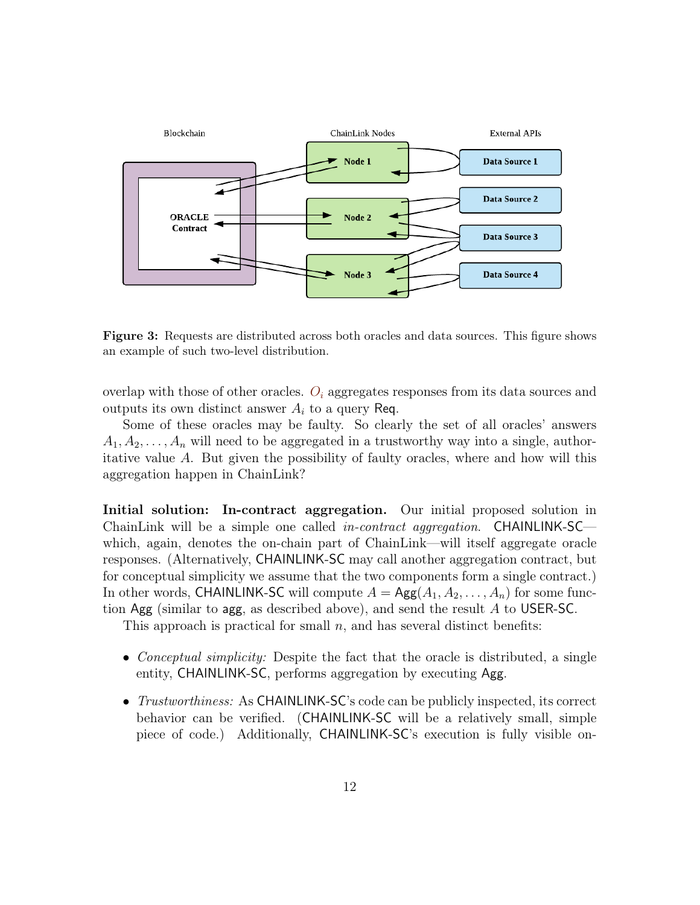**Figure 3:** Requests are distributed across both oracles and data sources. This figure shows an example of such two-level distribution.

overlap with those of other oracles. $O_i$ aggregates responses from its data sources and outputs its own distinct answer $A_i$ to a query Req.

Some of these oracles may be faulty. So clearly the set of all oracles' answers $A_1, A_2, \ldots, A_n$ will need to be aggregated in a trustworthy way into a single, authoritative value $A$. But given the possibility of faulty oracles, where and how will this aggregation happen in ChainLink?

**Initial solution: In-contract aggregation.** Our initial proposed solution in ChainLink will be a simple one called *in-contract aggregation*. CHAINLINK-SC—which, again, denotes the on-chain part of ChainLink—will itself aggregate oracle responses. (Alternatively, CHAINLINK-SC may call another aggregation contract, but for conceptual simplicity we assume that the two components form a single contract.) In other words, CHAINLINK-SC will compute $A = \mathsf{Agg}(A_1, A_2, \ldots, A_n)$ for some function Agg (similar to agg, as described above), and send the result $A$ to USER-SC.

This approach is practical for small $n$, and has several distinct benefits:

- *Conceptual simplicity:* Despite the fact that the oracle is distributed, a single entity, CHAINLINK-SC, performs aggregation by executing Agg.
- *Trustworthiness:* As CHAINLINK-SC's code can be publicly inspected, its correct behavior can be verified. (CHAINLINK-SC will be a relatively small, simple piece of code.) Additionally, CHAINLINK-SC's execution is fully visible on-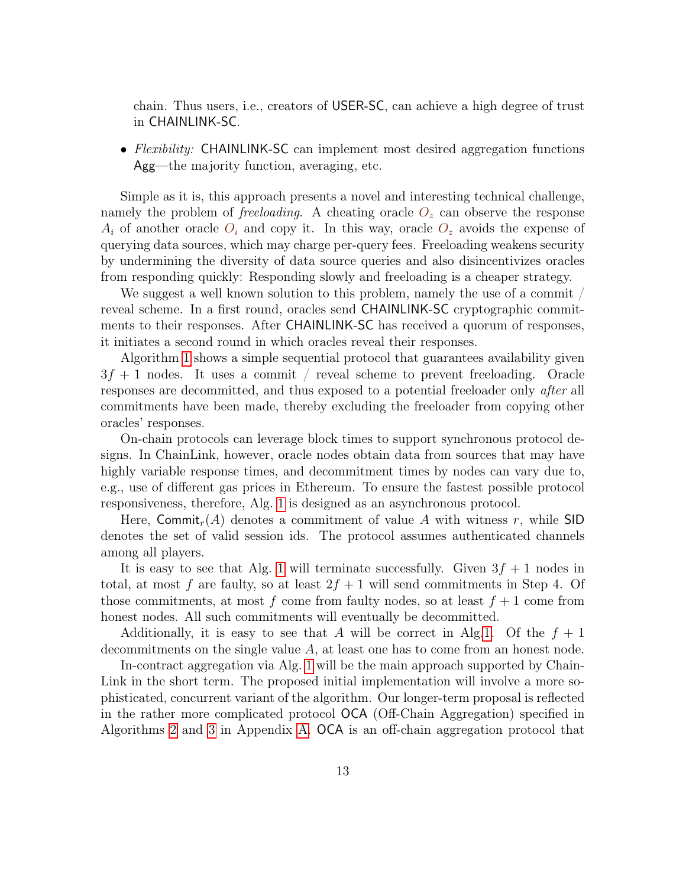chain. Thus users, i.e., creators of USER-SC, can achieve a high degree of trust in CHAINLINK-SC.

- *Flexibility:* CHAINLINK-SC can implement most desired aggregation functions Agg—the majority function, averaging, etc.

Simple as it is, this approach presents a novel and interesting technical challenge, namely the problem of *freeloading*. A cheating oracle $O_z$ can observe the response $A_i$ of another oracle $O_i$ and copy it. In this way, oracle $O_z$ avoids the expense of querying data sources, which may charge per-query fees. Freeloading weakens security by undermining the diversity of data source queries and also disincentivizes oracles from responding quickly: Responding slowly and freeloading is a cheaper strategy.

We suggest a well known solution to this problem, namely the use of a commit / reveal scheme. In a first round, oracles send CHAINLINK-SC cryptographic commitments to their responses. After CHAINLINK-SC has received a quorum of responses, it initiates a second round in which oracles reveal their responses.

Algorithm 1 shows a simple sequential protocol that guarantees availability given $3f + 1$ nodes. It uses a commit / reveal scheme to prevent freeloading. Oracle responses are decommitted, and thus exposed to a potential freeloader only *after* all commitments have been made, thereby excluding the freeloader from copying other oracles' responses.

On-chain protocols can leverage block times to support synchronous protocol designs. In ChainLink, however, oracle nodes obtain data from sources that may have highly variable response times, and decommitment times by nodes can vary due to, e.g., use of different gas prices in Ethereum. To ensure the fastest possible protocol responsiveness, therefore, Alg. 1 is designed as an asynchronous protocol.

Here, $\mathsf{Commit}_r(A)$ denotes a commitment of value $A$ with witness $r$, while SID denotes the set of valid session ids. The protocol assumes authenticated channels among all players.

It is easy to see that Alg. 1 will terminate successfully. Given $3f + 1$ nodes in total, at most $f$ are faulty, so at least $2f + 1$ will send commitments in Step 4. Of those commitments, at most $f$ come from faulty nodes, so at least $f + 1$ come from honest nodes. All such commitments will eventually be decommitted.

Additionally, it is easy to see that $A$ will be correct in Alg.1. Of the $f + 1$ decommitments on the single value $A$, at least one has to come from an honest node.

In-contract aggregation via Alg. 1 will be the main approach supported by ChainLink in the short term. The proposed initial implementation will involve a more sophisticated, concurrent variant of the algorithm. Our longer-term proposal is reflected in the rather more complicated protocol OCA (Off-Chain Aggregation) specified in Algorithms 2 and 3 in Appendix A. OCA is an off-chain aggregation protocol that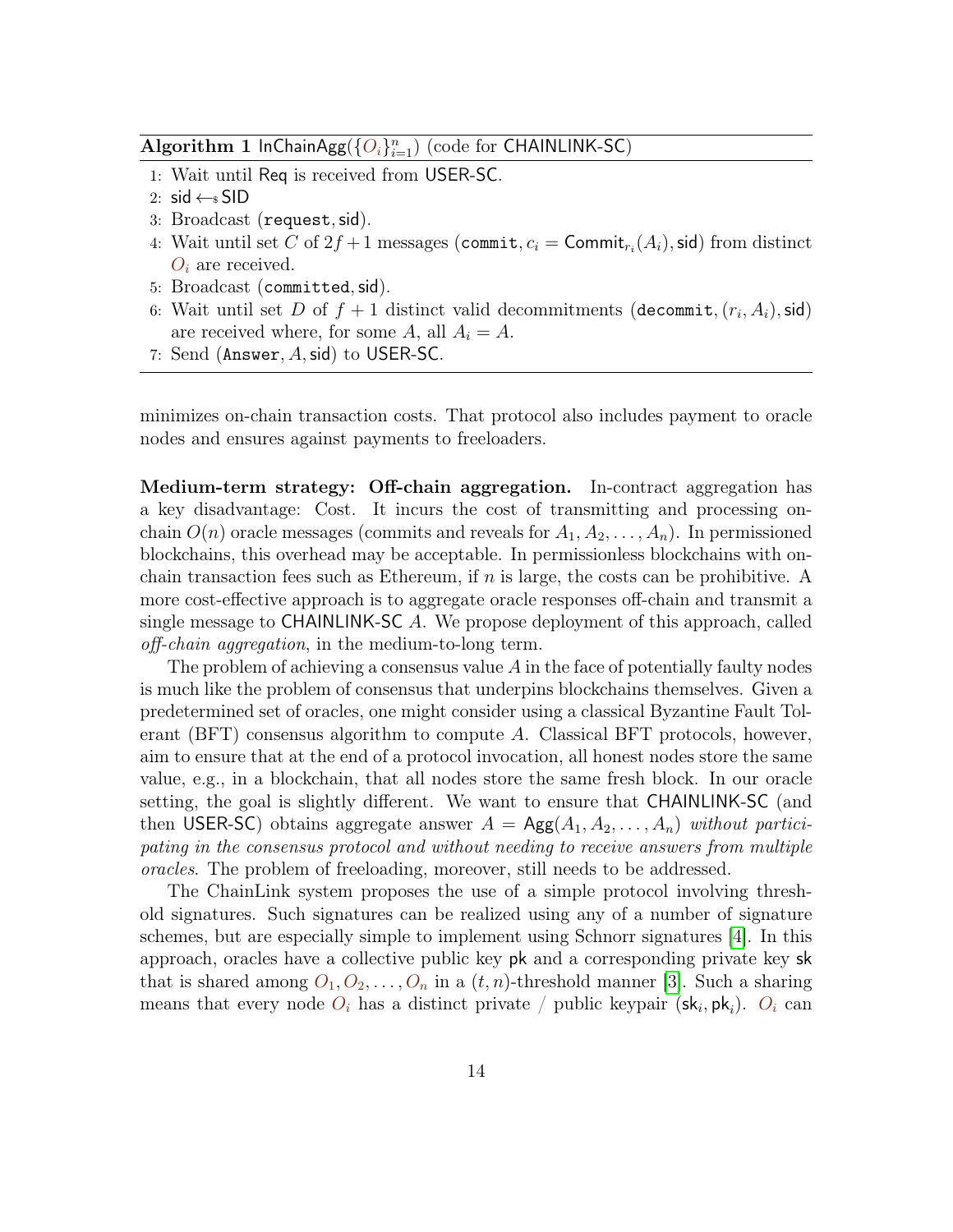**Algorithm 1** $\mathsf{InChainAgg}(\{O_i\}_{i=1}^n)$ (code for CHAINLINK-SC)

1: Wait until Req is received from USER-SC.
2: $\mathsf{sid} \leftarrow_{\$} \mathsf{SID}$
3: Broadcast $(\mathtt{request}, \mathsf{sid})$.
4: Wait until set $C$ of $2f+1$ messages $(\mathtt{commit}, c_i = \mathsf{Commit}_{r_i}(A_i), \mathsf{sid})$ from distinct $O_i$ are received.
5: Broadcast $(\mathtt{committed}, \mathsf{sid})$.
6: Wait until set $D$ of $f+1$ distinct valid decommitments $(\mathtt{decommit}, (r_i, A_i), \mathsf{sid})$ are received where, for some $A$, all $A_i = A$.
7: Send $(\mathtt{Answer}, A, \mathsf{sid})$ to USER-SC.

minimizes on-chain transaction costs. That protocol also includes payment to oracle nodes and ensures against payments to freeloaders.

**Medium-term strategy: Off-chain aggregation.** In-contract aggregation has a key disadvantage: Cost. It incurs the cost of transmitting and processing on-chain $O(n)$ oracle messages (commits and reveals for $A_1, A_2, \ldots, A_n$). In permissioned blockchains, this overhead may be acceptable. In permissionless blockchains with on-chain transaction fees such as Ethereum, if $n$ is large, the costs can be prohibitive. A more cost-effective approach is to aggregate oracle responses off-chain and transmit a single message to CHAINLINK-SC $A$. We propose deployment of this approach, called *off-chain aggregation*, in the medium-to-long term.

The problem of achieving a consensus value $A$ in the face of potentially faulty nodes is much like the problem of consensus that underpins blockchains themselves. Given a predetermined set of oracles, one might consider using a classical Byzantine Fault Tolerant (BFT) consensus algorithm to compute $A$. Classical BFT protocols, however, aim to ensure that at the end of a protocol invocation, all honest nodes store the same value, e.g., in a blockchain, that all nodes store the same fresh block. In our oracle setting, the goal is slightly different. We want to ensure that CHAINLINK-SC (and then USER-SC) obtains aggregate answer $A = \mathsf{Agg}(A_1, A_2, \ldots, A_n)$ *without participating in the consensus protocol and without needing to receive answers from multiple oracles*. The problem of freeloading, moreover, still needs to be addressed.

The ChainLink system proposes the use of a simple protocol involving threshold signatures. Such signatures can be realized using any of a number of signature schemes, but are especially simple to implement using Schnorr signatures [4]. In this approach, oracles have a collective public key $\mathsf{pk}$ and a corresponding private key $\mathsf{sk}$ that is shared among $O_1, O_2, \ldots, O_n$ in a $(t, n)$-threshold manner [3]. Such a sharing means that every node $O_i$ has a distinct private / public keypair $(\mathsf{sk}_i, \mathsf{pk}_i)$. $O_i$ can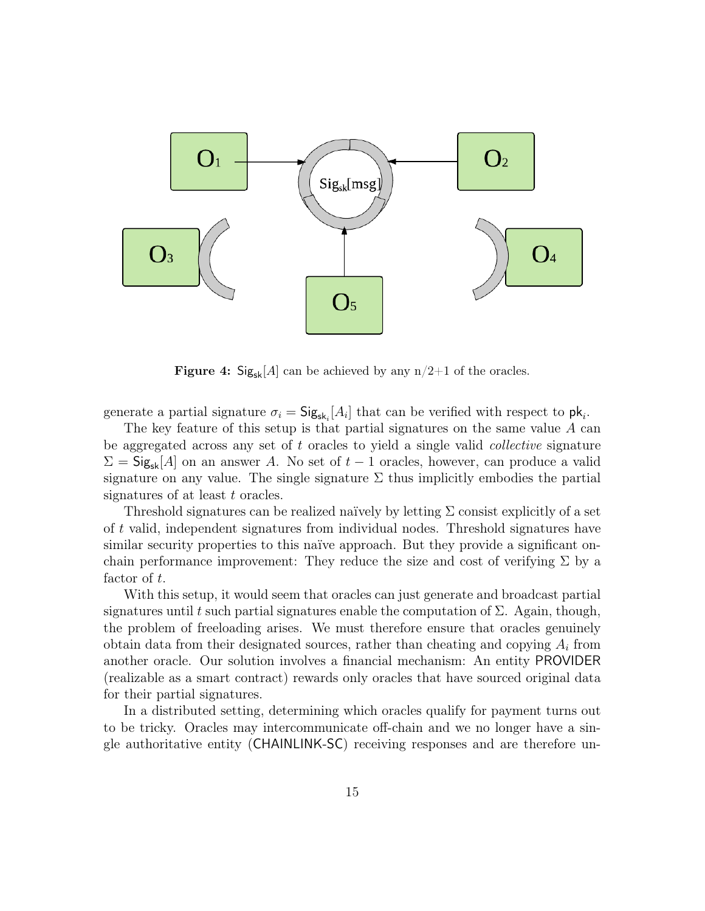**Figure 4:** $\mathsf{Sig}_{\mathsf{sk}}[A]$ can be achieved by any n/2+1 of the oracles.

generate a partial signature $\sigma_i = \mathsf{Sig}_{\mathsf{sk}_i}[A_i]$ that can be verified with respect to $\mathsf{pk}_i$.

The key feature of this setup is that partial signatures on the same value $A$ can be aggregated across any set of $t$ oracles to yield a single valid *collective* signature $\Sigma = \mathsf{Sig}_{\mathsf{sk}}[A]$ on an answer $A$. No set of $t-1$ oracles, however, can produce a valid signature on any value. The single signature $\Sigma$ thus implicitly embodies the partial signatures of at least $t$ oracles.

Threshold signatures can be realized naïvely by letting $\Sigma$ consist explicitly of a set of $t$ valid, independent signatures from individual nodes. Threshold signatures have similar security properties to this naïve approach. But they provide a significant on-chain performance improvement: They reduce the size and cost of verifying $\Sigma$ by a factor of $t$.

With this setup, it would seem that oracles can just generate and broadcast partial signatures until $t$ such partial signatures enable the computation of $\Sigma$. Again, though, the problem of freeloading arises. We must therefore ensure that oracles genuinely obtain data from their designated sources, rather than cheating and copying $A_i$ from another oracle. Our solution involves a financial mechanism: An entity PROVIDER (realizable as a smart contract) rewards only oracles that have sourced original data for their partial signatures.

In a distributed setting, determining which oracles qualify for payment turns out to be tricky. Oracles may intercommunicate off-chain and we no longer have a single authoritative entity (CHAINLINK-SC) receiving responses and are therefore un-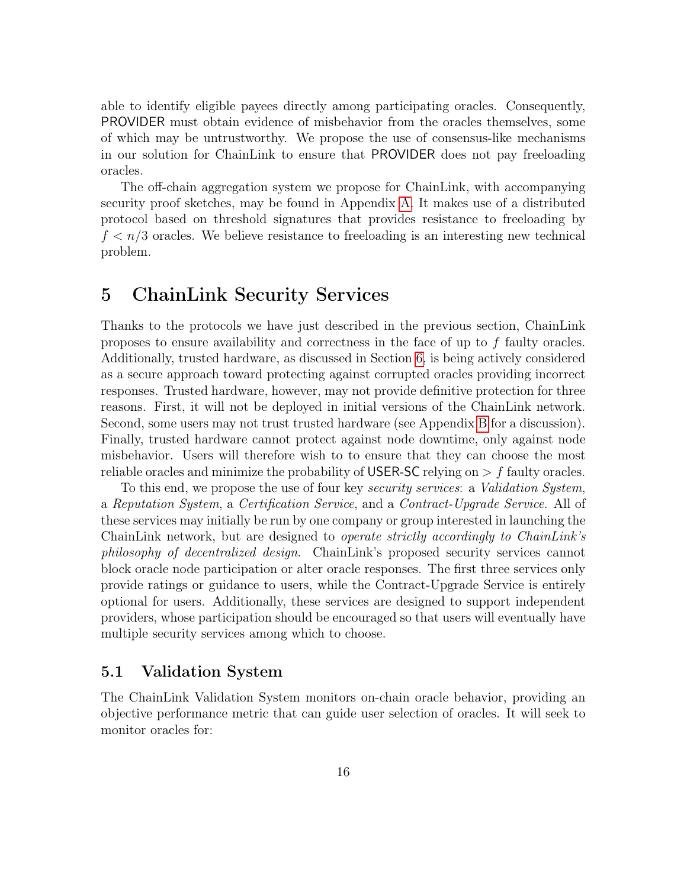able to identify eligible payees directly among participating oracles. Consequently, PROVIDER must obtain evidence of misbehavior from the oracles themselves, some of which may be untrustworthy. We propose the use of consensus-like mechanisms in our solution for ChainLink to ensure that PROVIDER does not pay freeloading oracles.

The off-chain aggregation system we propose for ChainLink, with accompanying security proof sketches, may be found in Appendix A. It makes use of a distributed protocol based on threshold signatures that provides resistance to freeloading by $f < n/3$ oracles. We believe resistance to freeloading is an interesting new technical problem.

# 5 ChainLink Security Services

Thanks to the protocols we have just described in the previous section, ChainLink proposes to ensure availability and correctness in the face of up to $f$ faulty oracles. Additionally, trusted hardware, as discussed in Section 6, is being actively considered as a secure approach toward protecting against corrupted oracles providing incorrect responses. Trusted hardware, however, may not provide definitive protection for three reasons. First, it will not be deployed in initial versions of the ChainLink network. Second, some users may not trust trusted hardware (see Appendix B for a discussion). Finally, trusted hardware cannot protect against node downtime, only against node misbehavior. Users will therefore wish to to ensure that they can choose the most reliable oracles and minimize the probability of USER-SC relying on $> f$ faulty oracles.

To this end, we propose the use of four key *security services*: a *Validation System*, a *Reputation System*, a *Certification Service*, and a *Contract-Upgrade Service*. All of these services may initially be run by one company or group interested in launching the ChainLink network, but are designed to *operate strictly accordingly to ChainLink's philosophy of decentralized design*. ChainLink's proposed security services cannot block oracle node participation or alter oracle responses. The first three services only provide ratings or guidance to users, while the Contract-Upgrade Service is entirely optional for users. Additionally, these services are designed to support independent providers, whose participation should be encouraged so that users will eventually have multiple security services among which to choose.

## 5.1 Validation System

The ChainLink Validation System monitors on-chain oracle behavior, providing an objective performance metric that can guide user selection of oracles. It will seek to monitor oracles for: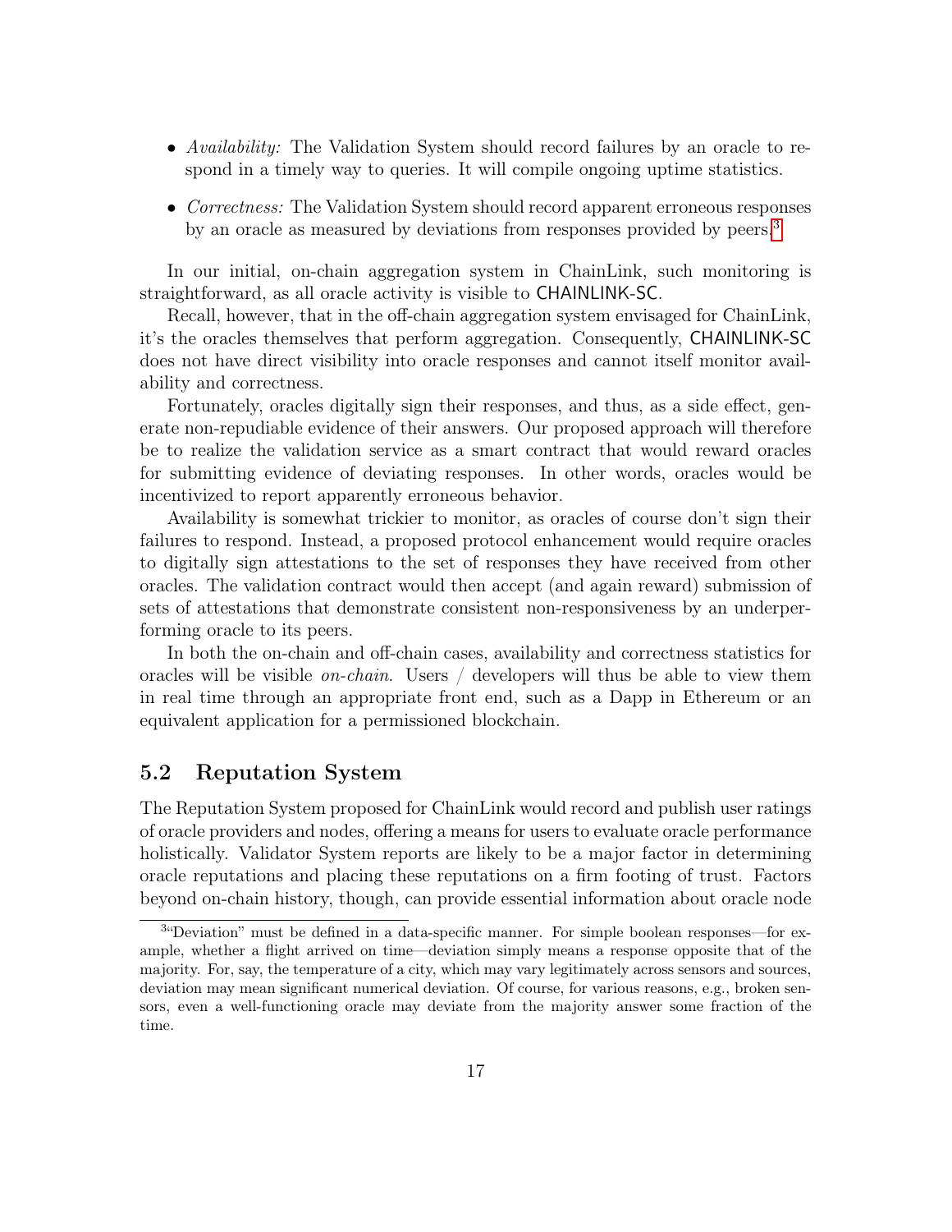- *Availability:* The Validation System should record failures by an oracle to respond in a timely way to queries. It will compile ongoing uptime statistics.
- *Correctness:* The Validation System should record apparent erroneous responses by an oracle as measured by deviations from responses provided by peers.[3]

In our initial, on-chain aggregation system in ChainLink, such monitoring is straightforward, as all oracle activity is visible to CHAINLINK-SC.

Recall, however, that in the off-chain aggregation system envisaged for ChainLink, it's the oracles themselves that perform aggregation. Consequently, CHAINLINK-SC does not have direct visibility into oracle responses and cannot itself monitor availability and correctness.

Fortunately, oracles digitally sign their responses, and thus, as a side effect, generate non-repudiable evidence of their answers. Our proposed approach will therefore be to realize the validation service as a smart contract that would reward oracles for submitting evidence of deviating responses. In other words, oracles would be incentivized to report apparently erroneous behavior.

Availability is somewhat trickier to monitor, as oracles of course don't sign their failures to respond. Instead, a proposed protocol enhancement would require oracles to digitally sign attestations to the set of responses they have received from other oracles. The validation contract would then accept (and again reward) submission of sets of attestations that demonstrate consistent non-responsiveness by an underperforming oracle to its peers.

In both the on-chain and off-chain cases, availability and correctness statistics for oracles will be visible *on-chain*. Users / developers will thus be able to view them in real time through an appropriate front end, such as a Dapp in Ethereum or an equivalent application for a permissioned blockchain.

## 5.2 Reputation System

The Reputation System proposed for ChainLink would record and publish user ratings of oracle providers and nodes, offering a means for users to evaluate oracle performance holistically. Validator System reports are likely to be a major factor in determining oracle reputations and placing these reputations on a firm footing of trust. Factors beyond on-chain history, though, can provide essential information about oracle node

[3] "Deviation" must be defined in a data-specific manner. For simple boolean responses—for example, whether a flight arrived on time—deviation simply means a response opposite that of the majority. For, say, the temperature of a city, which may vary legitimately across sensors and sources, deviation may mean significant numerical deviation. Of course, for various reasons, e.g., broken sensors, even a well-functioning oracle may deviate from the majority answer some fraction of the time.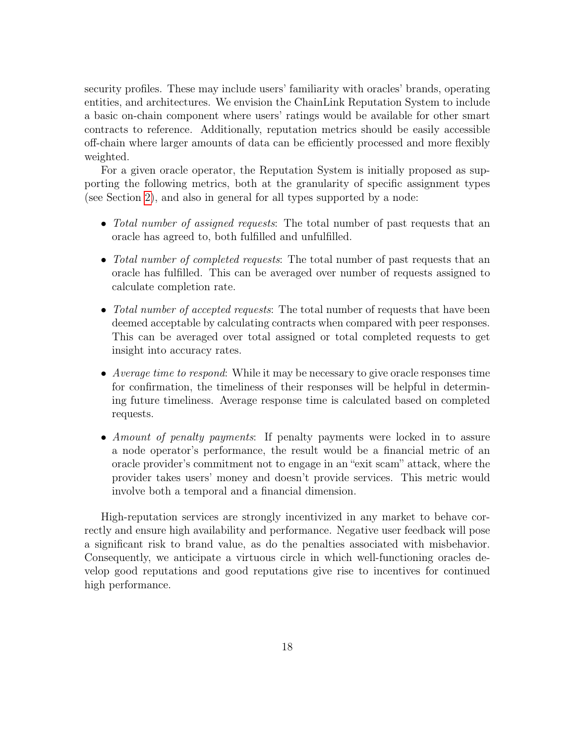security profiles. These may include users' familiarity with oracles' brands, operating entities, and architectures. We envision the ChainLink Reputation System to include a basic on-chain component where users' ratings would be available for other smart contracts to reference. Additionally, reputation metrics should be easily accessible off-chain where larger amounts of data can be efficiently processed and more flexibly weighted.

For a given oracle operator, the Reputation System is initially proposed as supporting the following metrics, both at the granularity of specific assignment types (see Section 2), and also in general for all types supported by a node:

- *Total number of assigned requests*: The total number of past requests that an oracle has agreed to, both fulfilled and unfulfilled.
- *Total number of completed requests*: The total number of past requests that an oracle has fulfilled. This can be averaged over number of requests assigned to calculate completion rate.
- *Total number of accepted requests*: The total number of requests that have been deemed acceptable by calculating contracts when compared with peer responses. This can be averaged over total assigned or total completed requests to get insight into accuracy rates.
- *Average time to respond*: While it may be necessary to give oracle responses time for confirmation, the timeliness of their responses will be helpful in determining future timeliness. Average response time is calculated based on completed requests.
- *Amount of penalty payments*: If penalty payments were locked in to assure a node operator's performance, the result would be a financial metric of an oracle provider's commitment not to engage in an "exit scam" attack, where the provider takes users' money and doesn't provide services. This metric would involve both a temporal and a financial dimension.

High-reputation services are strongly incentivized in any market to behave correctly and ensure high availability and performance. Negative user feedback will pose a significant risk to brand value, as do the penalties associated with misbehavior. Consequently, we anticipate a virtuous circle in which well-functioning oracles develop good reputations and good reputations give rise to incentives for continued high performance.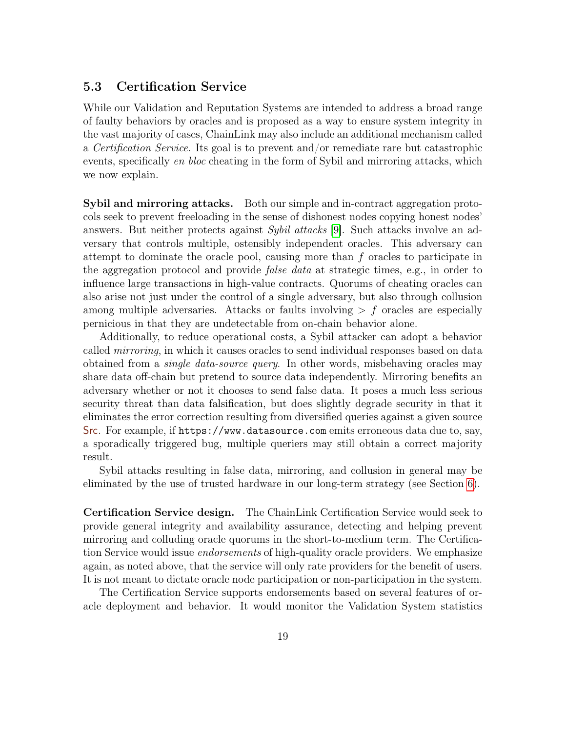### 5.3 Certification Service

While our Validation and Reputation Systems are intended to address a broad range of faulty behaviors by oracles and is proposed as a way to ensure system integrity in the vast majority of cases, ChainLink may also include an additional mechanism called a *Certification Service*. Its goal is to prevent and/or remediate rare but catastrophic events, specifically *en bloc* cheating in the form of Sybil and mirroring attacks, which we now explain.

**Sybil and mirroring attacks.** Both our simple and in-contract aggregation protocols seek to prevent freeloading in the sense of dishonest nodes copying honest nodes' answers. But neither protects against *Sybil attacks* [9]. Such attacks involve an adversary that controls multiple, ostensibly independent oracles. This adversary can attempt to dominate the oracle pool, causing more than $f$ oracles to participate in the aggregation protocol and provide *false data* at strategic times, e.g., in order to influence large transactions in high-value contracts. Quorums of cheating oracles can also arise not just under the control of a single adversary, but also through collusion among multiple adversaries. Attacks or faults involving $> f$ oracles are especially pernicious in that they are undetectable from on-chain behavior alone.

Additionally, to reduce operational costs, a Sybil attacker can adopt a behavior called *mirroring*, in which it causes oracles to send individual responses based on data obtained from a *single data-source query*. In other words, misbehaving oracles may share data off-chain but pretend to source data independently. Mirroring benefits an adversary whether or not it chooses to send false data. It poses a much less serious security threat than data falsification, but does slightly degrade security in that it eliminates the error correction resulting from diversified queries against a given source Src. For example, if `https://www.datasource.com` emits erroneous data due to, say, a sporadically triggered bug, multiple queriers may still obtain a correct majority result.

Sybil attacks resulting in false data, mirroring, and collusion in general may be eliminated by the use of trusted hardware in our long-term strategy (see Section 6).

**Certification Service design.** The ChainLink Certification Service would seek to provide general integrity and availability assurance, detecting and helping prevent mirroring and colluding oracle quorums in the short-to-medium term. The Certification Service would issue *endorsements* of high-quality oracle providers. We emphasize again, as noted above, that the service will only rate providers for the benefit of users. It is not meant to dictate oracle node participation or non-participation in the system.

The Certification Service supports endorsements based on several features of oracle deployment and behavior. It would monitor the Validation System statistics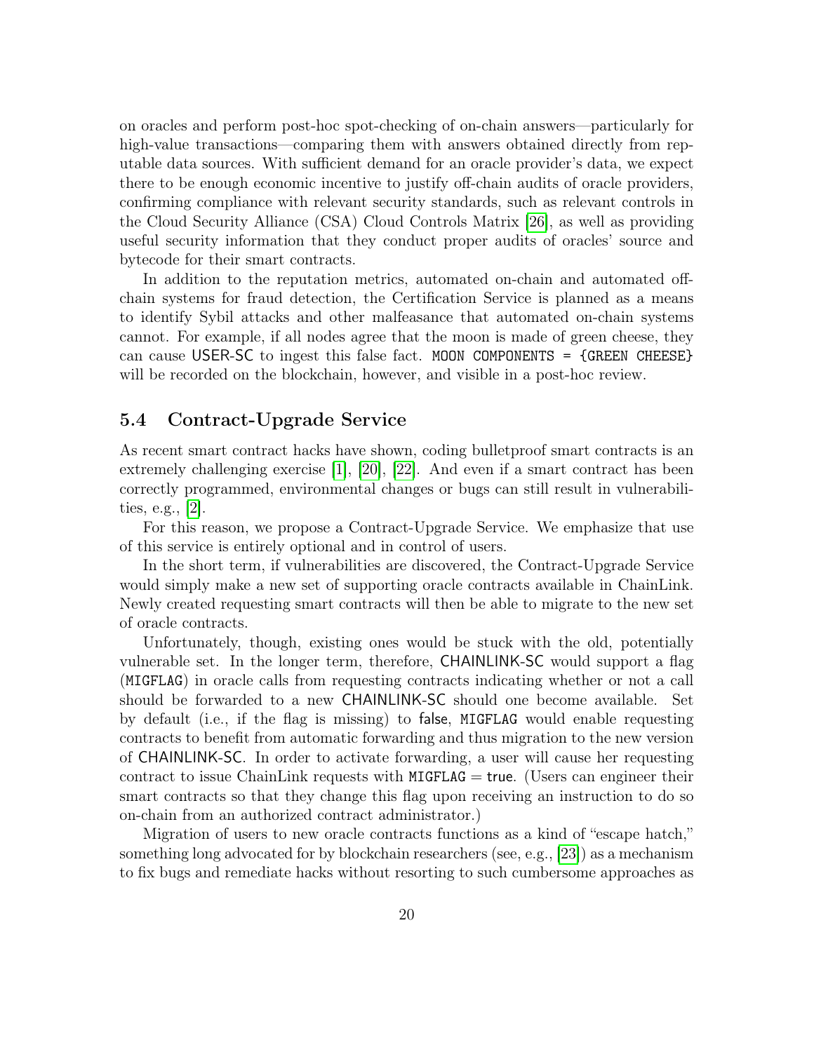on oracles and perform post-hoc spot-checking of on-chain answers—particularly for high-value transactions—comparing them with answers obtained directly from reputable data sources. With sufficient demand for an oracle provider's data, we expect there to be enough economic incentive to justify off-chain audits of oracle providers, confirming compliance with relevant security standards, such as relevant controls in the Cloud Security Alliance (CSA) Cloud Controls Matrix [26], as well as providing useful security information that they conduct proper audits of oracles' source and bytecode for their smart contracts.

In addition to the reputation metrics, automated on-chain and automated off-chain systems for fraud detection, the Certification Service is planned as a means to identify Sybil attacks and other malfeasance that automated on-chain systems cannot. For example, if all nodes agree that the moon is made of green cheese, they can cause USER-SC to ingest this false fact. `MOON COMPONENTS = {GREEN CHEESE}` will be recorded on the blockchain, however, and visible in a post-hoc review.

## 5.4 Contract-Upgrade Service

As recent smart contract hacks have shown, coding bulletproof smart contracts is an extremely challenging exercise [1], [20], [22]. And even if a smart contract has been correctly programmed, environmental changes or bugs can still result in vulnerabilities, e.g., [2].

For this reason, we propose a Contract-Upgrade Service. We emphasize that use of this service is entirely optional and in control of users.

In the short term, if vulnerabilities are discovered, the Contract-Upgrade Service would simply make a new set of supporting oracle contracts available in ChainLink. Newly created requesting smart contracts will then be able to migrate to the new set of oracle contracts.

Unfortunately, though, existing ones would be stuck with the old, potentially vulnerable set. In the longer term, therefore, CHAINLINK-SC would support a flag (`MIGFLAG`) in oracle calls from requesting contracts indicating whether or not a call should be forwarded to a new CHAINLINK-SC should one become available. Set by default (i.e., if the flag is missing) to false, `MIGFLAG` would enable requesting contracts to benefit from automatic forwarding and thus migration to the new version of CHAINLINK-SC. In order to activate forwarding, a user will cause her requesting contract to issue ChainLink requests with `MIGFLAG` = true. (Users can engineer their smart contracts so that they change this flag upon receiving an instruction to do so on-chain from an authorized contract administrator.)

Migration of users to new oracle contracts functions as a kind of "escape hatch," something long advocated for by blockchain researchers (see, e.g., [23]) as a mechanism to fix bugs and remediate hacks without resorting to such cumbersome approaches as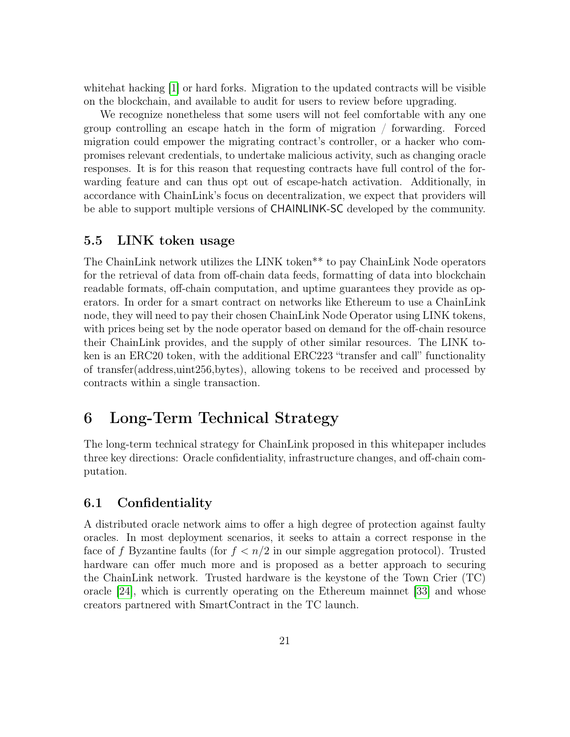whitehat hacking [1] or hard forks. Migration to the updated contracts will be visible on the blockchain, and available to audit for users to review before upgrading.

We recognize nonetheless that some users will not feel comfortable with any one group controlling an escape hatch in the form of migration / forwarding. Forced migration could empower the migrating contract's controller, or a hacker who compromises relevant credentials, to undertake malicious activity, such as changing oracle responses. It is for this reason that requesting contracts have full control of the forwarding feature and can thus opt out of escape-hatch activation. Additionally, in accordance with ChainLink's focus on decentralization, we expect that providers will be able to support multiple versions of CHAINLINK-SC developed by the community.

### 5.5 LINK token usage

The ChainLink network utilizes the LINK token** to pay ChainLink Node operators for the retrieval of data from off-chain data feeds, formatting of data into blockchain readable formats, off-chain computation, and uptime guarantees they provide as operators. In order for a smart contract on networks like Ethereum to use a ChainLink node, they will need to pay their chosen ChainLink Node Operator using LINK tokens, with prices being set by the node operator based on demand for the off-chain resource their ChainLink provides, and the supply of other similar resources. The LINK token is an ERC20 token, with the additional ERC223 "transfer and call" functionality of transfer(address,uint256,bytes), allowing tokens to be received and processed by contracts within a single transaction.

## 6 Long-Term Technical Strategy

The long-term technical strategy for ChainLink proposed in this whitepaper includes three key directions: Oracle confidentiality, infrastructure changes, and off-chain computation.

### 6.1 Confidentiality

A distributed oracle network aims to offer a high degree of protection against faulty oracles. In most deployment scenarios, it seeks to attain a correct response in the face of $f$ Byzantine faults (for $f < n/2$ in our simple aggregation protocol). Trusted hardware can offer much more and is proposed as a better approach to securing the ChainLink network. Trusted hardware is the keystone of the Town Crier (TC) oracle [24], which is currently operating on the Ethereum mainnet [33] and whose creators partnered with SmartContract in the TC launch.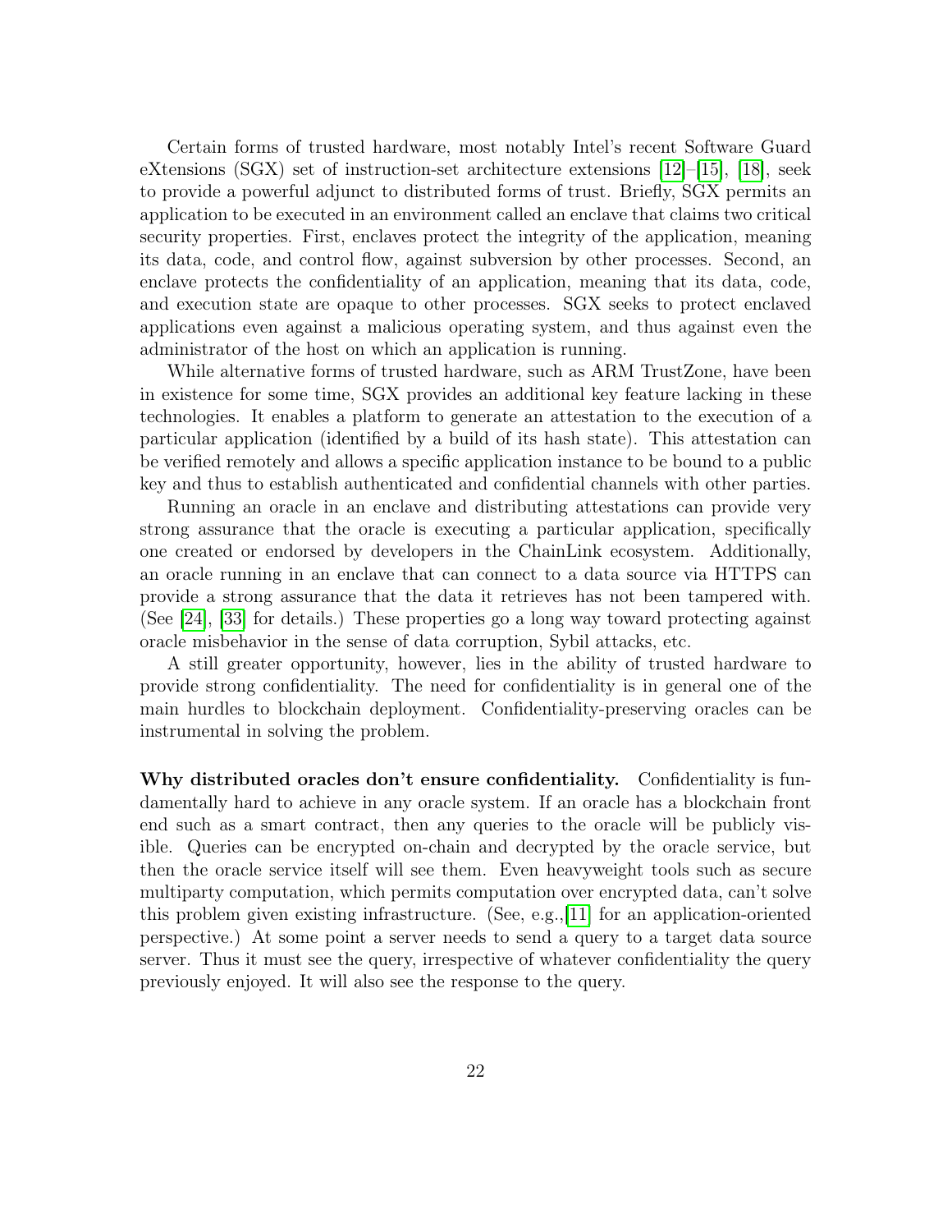Certain forms of trusted hardware, most notably Intel's recent Software Guard eXtensions (SGX) set of instruction-set architecture extensions [12]–[15], [18], seek to provide a powerful adjunct to distributed forms of trust. Briefly, SGX permits an application to be executed in an environment called an enclave that claims two critical security properties. First, enclaves protect the integrity of the application, meaning its data, code, and control flow, against subversion by other processes. Second, an enclave protects the confidentiality of an application, meaning that its data, code, and execution state are opaque to other processes. SGX seeks to protect enclaved applications even against a malicious operating system, and thus against even the administrator of the host on which an application is running.

While alternative forms of trusted hardware, such as ARM TrustZone, have been in existence for some time, SGX provides an additional key feature lacking in these technologies. It enables a platform to generate an attestation to the execution of a particular application (identified by a build of its hash state). This attestation can be verified remotely and allows a specific application instance to be bound to a public key and thus to establish authenticated and confidential channels with other parties.

Running an oracle in an enclave and distributing attestations can provide very strong assurance that the oracle is executing a particular application, specifically one created or endorsed by developers in the ChainLink ecosystem. Additionally, an oracle running in an enclave that can connect to a data source via HTTPS can provide a strong assurance that the data it retrieves has not been tampered with. (See [24], [33] for details.) These properties go a long way toward protecting against oracle misbehavior in the sense of data corruption, Sybil attacks, etc.

A still greater opportunity, however, lies in the ability of trusted hardware to provide strong confidentiality. The need for confidentiality is in general one of the main hurdles to blockchain deployment. Confidentiality-preserving oracles can be instrumental in solving the problem.

**Why distributed oracles don't ensure confidentiality.** Confidentiality is fundamentally hard to achieve in any oracle system. If an oracle has a blockchain front end such as a smart contract, then any queries to the oracle will be publicly visible. Queries can be encrypted on-chain and decrypted by the oracle service, but then the oracle service itself will see them. Even heavyweight tools such as secure multiparty computation, which permits computation over encrypted data, can't solve this problem given existing infrastructure. (See, e.g.,[11] for an application-oriented perspective.) At some point a server needs to send a query to a target data source server. Thus it must see the query, irrespective of whatever confidentiality the query previously enjoyed. It will also see the response to the query.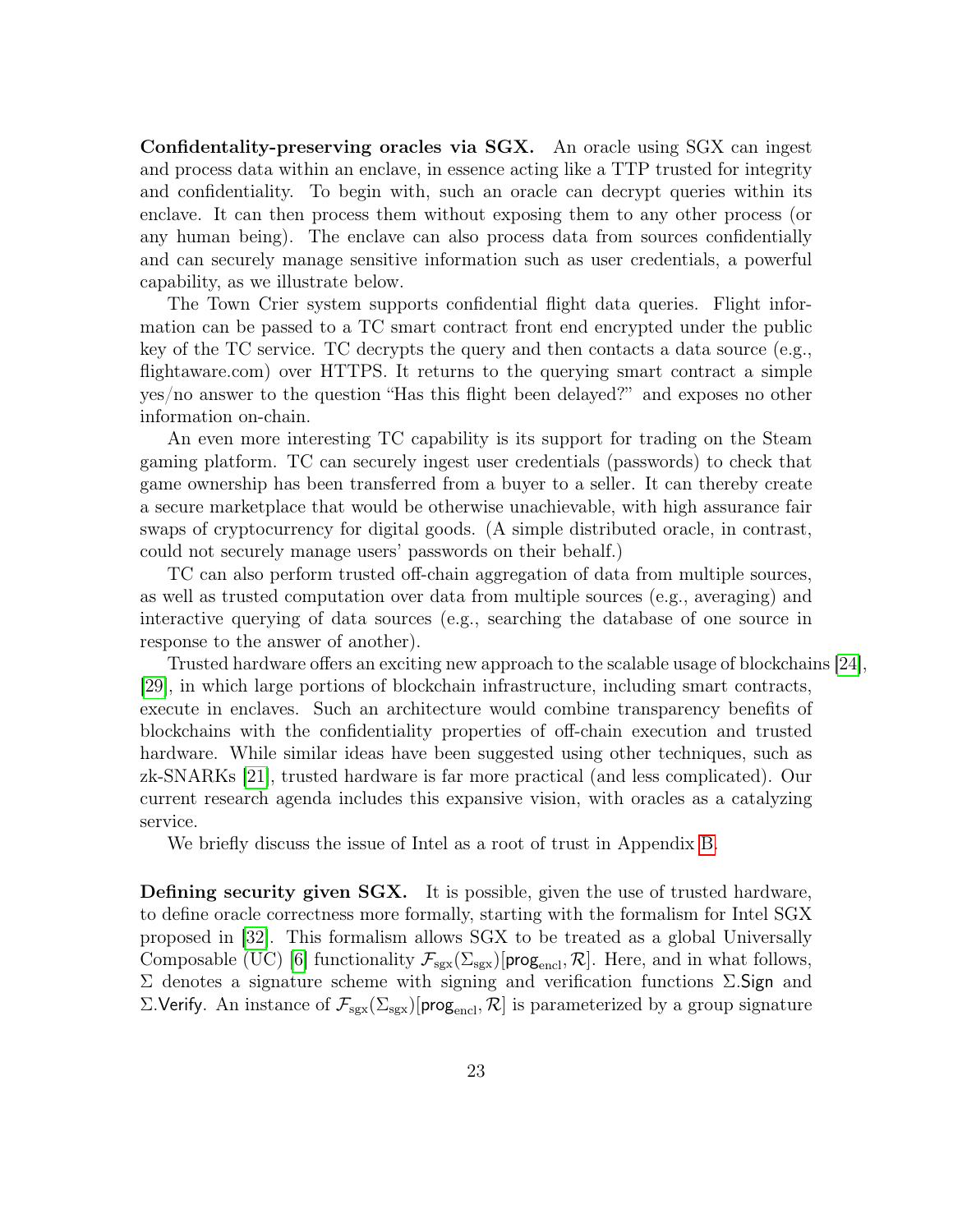**Confidentality-preserving oracles via SGX.** An oracle using SGX can ingest and process data within an enclave, in essence acting like a TTP trusted for integrity and confidentiality. To begin with, such an oracle can decrypt queries within its enclave. It can then process them without exposing them to any other process (or any human being). The enclave can also process data from sources confidentially and can securely manage sensitive information such as user credentials, a powerful capability, as we illustrate below.

The Town Crier system supports confidential flight data queries. Flight information can be passed to a TC smart contract front end encrypted under the public key of the TC service. TC decrypts the query and then contacts a data source (e.g., flightaware.com) over HTTPS. It returns to the querying smart contract a simple yes/no answer to the question "Has this flight been delayed?" and exposes no other information on-chain.

An even more interesting TC capability is its support for trading on the Steam gaming platform. TC can securely ingest user credentials (passwords) to check that game ownership has been transferred from a buyer to a seller. It can thereby create a secure marketplace that would be otherwise unachievable, with high assurance fair swaps of cryptocurrency for digital goods. (A simple distributed oracle, in contrast, could not securely manage users' passwords on their behalf.)

TC can also perform trusted off-chain aggregation of data from multiple sources, as well as trusted computation over data from multiple sources (e.g., averaging) and interactive querying of data sources (e.g., searching the database of one source in response to the answer of another).

Trusted hardware offers an exciting new approach to the scalable usage of blockchains [24], [29], in which large portions of blockchain infrastructure, including smart contracts, execute in enclaves. Such an architecture would combine transparency benefits of blockchains with the confidentiality properties of off-chain execution and trusted hardware. While similar ideas have been suggested using other techniques, such as zk-SNARKs [21], trusted hardware is far more practical (and less complicated). Our current research agenda includes this expansive vision, with oracles as a catalyzing service.

We briefly discuss the issue of Intel as a root of trust in Appendix B.

**Defining security given SGX.** It is possible, given the use of trusted hardware, to define oracle correctness more formally, starting with the formalism for Intel SGX proposed in [32]. This formalism allows SGX to be treated as a global Universally Composable (UC) [6] functionality $\mathcal{F}_{\text{sgx}}(\Sigma_{\text{sgx}})[\mathsf{prog}_{\text{encl}}, \mathcal{R}]$. Here, and in what follows, $\Sigma$ denotes a signature scheme with signing and verification functions $\Sigma.\mathsf{Sign}$ and $\Sigma.\mathsf{Verify}$. An instance of $\mathcal{F}_{\text{sgx}}(\Sigma_{\text{sgx}})[\mathsf{prog}_{\text{encl}}, \mathcal{R}]$ is parameterized by a group signature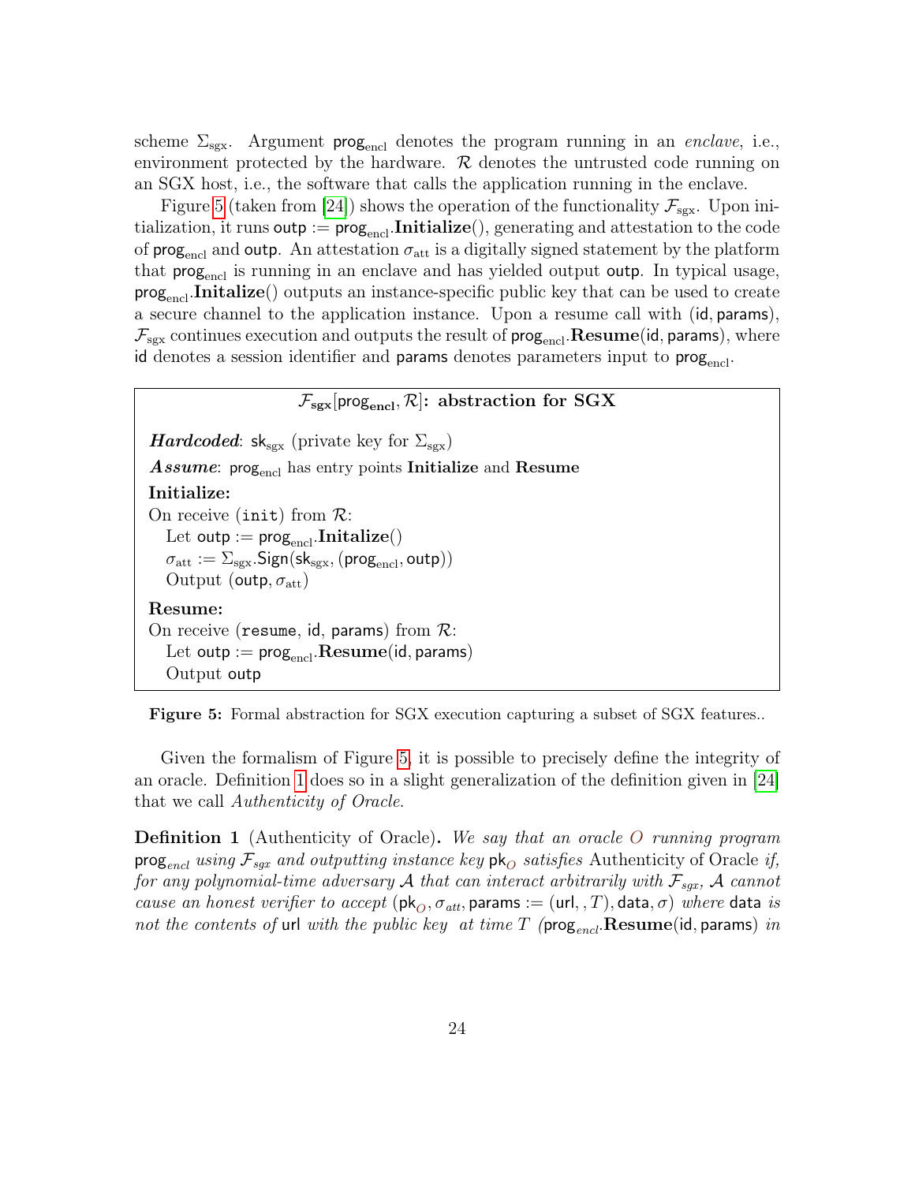scheme $\Sigma_{\text{sgx}}$. Argument $\mathsf{prog}_{\text{encl}}$ denotes the program running in an *enclave*, i.e., environment protected by the hardware. $\mathcal{R}$ denotes the untrusted code running on an SGX host, i.e., the software that calls the application running in the enclave.

Figure 5 (taken from [24]) shows the operation of the functionality $\mathcal{F}_{\text{sgx}}$. Upon initialization, it runs $\mathsf{outp} := \mathsf{prog}_{\text{encl}}.\textbf{Initialize}()$, generating and attestation to the code of $\mathsf{prog}_{\text{encl}}$ and $\mathsf{outp}$. An attestation $\sigma_{\text{att}}$ is a digitally signed statement by the platform that $\mathsf{prog}_{\text{encl}}$ is running in an enclave and has yielded output $\mathsf{outp}$. In typical usage, $\mathsf{prog}_{\text{encl}}.\textbf{Initalize}()$ outputs an instance-specific public key that can be used to create a secure channel to the application instance. Upon a resume call with $(\mathsf{id}, \mathsf{params})$, $\mathcal{F}_{\text{sgx}}$ continues execution and outputs the result of $\mathsf{prog}_{\text{encl}}.\textbf{Resume}(\mathsf{id}, \mathsf{params})$, where $\mathsf{id}$ denotes a session identifier and $\mathsf{params}$ denotes parameters input to $\mathsf{prog}_{\text{encl}}$.

---

**$\mathcal{F}_{\text{sgx}}[\mathsf{prog}_{\text{encl}}, \mathcal{R}]$: abstraction for SGX**

***Hardcoded***: $\mathsf{sk}_{\text{sgx}}$ (private key for $\Sigma_{\text{sgx}}$)

***Assume***: $\mathsf{prog}_{\text{encl}}$ has entry points **Initialize** and **Resume**

**Initialize:**

On receive (`init`) from $\mathcal{R}$:
  Let $\mathsf{outp} := \mathsf{prog}_{\text{encl}}.\textbf{Initalize}()$
  $\sigma_{\text{att}} := \Sigma_{\text{sgx}}.\mathsf{Sign}(\mathsf{sk}_{\text{sgx}}, (\mathsf{prog}_{\text{encl}}, \mathsf{outp}))$
  Output $(\mathsf{outp}, \sigma_{\text{att}})$

**Resume:**

On receive (`resume`, $\mathsf{id}$, $\mathsf{params}$) from $\mathcal{R}$:
  Let $\mathsf{outp} := \mathsf{prog}_{\text{encl}}.\textbf{Resume}(\mathsf{id}, \mathsf{params})$
  Output $\mathsf{outp}$

---

**Figure 5:** Formal abstraction for SGX execution capturing a subset of SGX features..

Given the formalism of Figure 5, it is possible to precisely define the integrity of an oracle. Definition 1 does so in a slight generalization of the definition given in [24] that we call *Authenticity of Oracle*.

**Definition 1** (Authenticity of Oracle)**.** *We say that an oracle $O$ running program $\mathsf{prog}_{encl}$ using $\mathcal{F}_{sgx}$ and outputting instance key $\mathsf{pk}_O$ satisfies* Authenticity of Oracle *if, for any polynomial-time adversary $\mathcal{A}$ that can interact arbitrarily with $\mathcal{F}_{sgx}$, $\mathcal{A}$ cannot cause an honest verifier to accept $(\mathsf{pk}_O, \sigma_{att}, \mathsf{params} := (\mathsf{url}, , T), \mathsf{data}, \sigma)$ where $\mathsf{data}$ is not the contents of $\mathsf{url}$ with the public key at time $T$ ($\mathsf{prog}_{encl}.\textbf{Resume}(\mathsf{id}, \mathsf{params})$ in*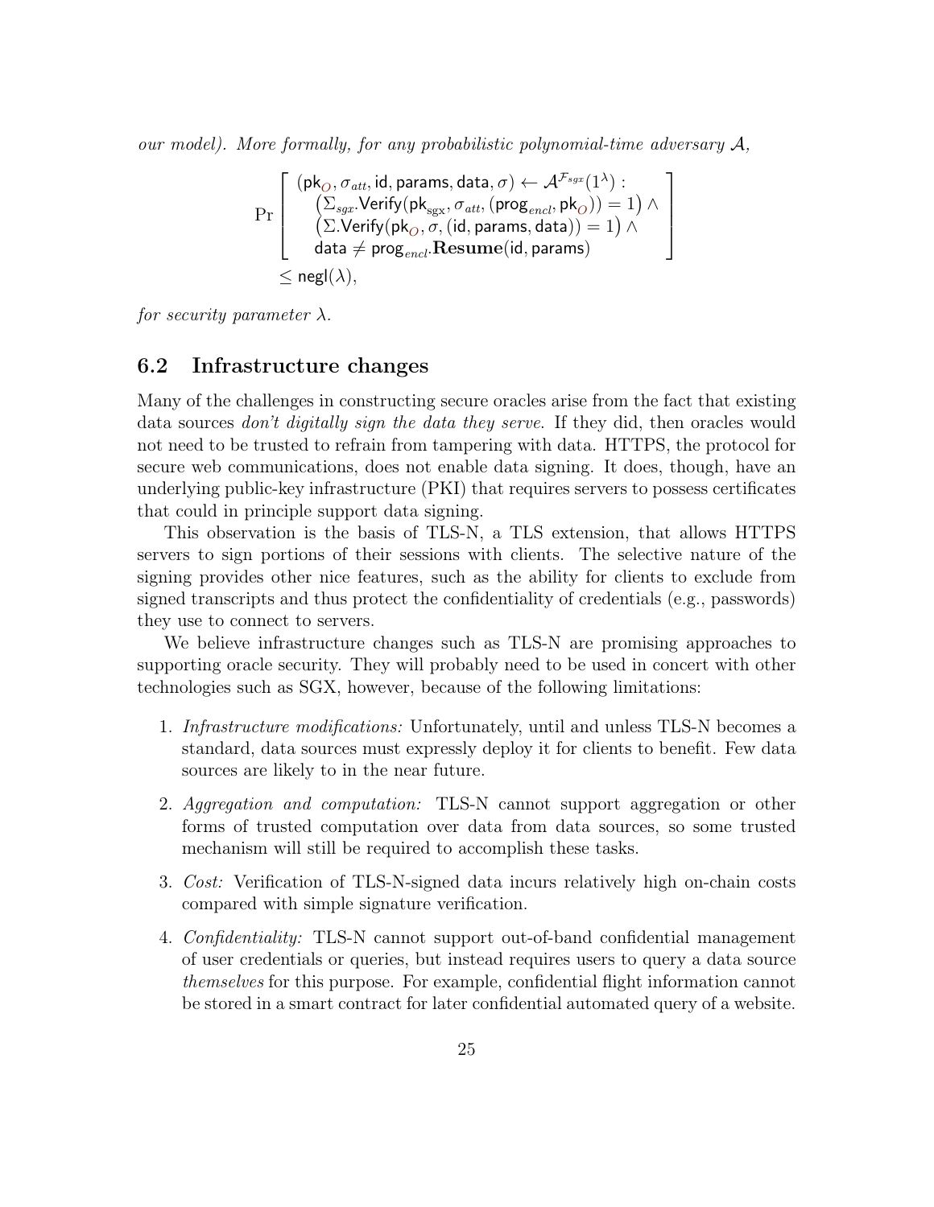*our model). More formally, for any probabilistic polynomial-time adversary $\mathcal{A}$,*

$$\Pr\left[\begin{array}{l}(\mathsf{pk}_{O}, \sigma_{att}, \mathsf{id}, \mathsf{params}, \mathsf{data}, \sigma) \leftarrow \mathcal{A}^{\mathcal{F}_{sgx}}(1^\lambda): \\ \quad \left(\Sigma_{sgx}.\mathsf{Verify}(\mathsf{pk}_{\mathrm{sgx}}, \sigma_{att}, (\mathsf{prog}_{encl}, \mathsf{pk}_{O})) = 1\right) \wedge \\ \quad \left(\Sigma.\mathsf{Verify}(\mathsf{pk}_{O}, \sigma, (\mathsf{id}, \mathsf{params}, \mathsf{data})) = 1\right) \wedge \\ \quad \mathsf{data} \neq \mathsf{prog}_{encl}.\mathbf{Resume}(\mathsf{id}, \mathsf{params})\end{array}\right]$$
$$\leq \mathsf{negl}(\lambda),$$

*for security parameter $\lambda$.*

## 6.2 Infrastructure changes

Many of the challenges in constructing secure oracles arise from the fact that existing data sources *don't digitally sign the data they serve*. If they did, then oracles would not need to be trusted to refrain from tampering with data. HTTPS, the protocol for secure web communications, does not enable data signing. It does, though, have an underlying public-key infrastructure (PKI) that requires servers to possess certificates that could in principle support data signing.

This observation is the basis of TLS-N, a TLS extension, that allows HTTPS servers to sign portions of their sessions with clients. The selective nature of the signing provides other nice features, such as the ability for clients to exclude from signed transcripts and thus protect the confidentiality of credentials (e.g., passwords) they use to connect to servers.

We believe infrastructure changes such as TLS-N are promising approaches to supporting oracle security. They will probably need to be used in concert with other technologies such as SGX, however, because of the following limitations:

1. *Infrastructure modifications:* Unfortunately, until and unless TLS-N becomes a standard, data sources must expressly deploy it for clients to benefit. Few data sources are likely to in the near future.
2. *Aggregation and computation:* TLS-N cannot support aggregation or other forms of trusted computation over data from data sources, so some trusted mechanism will still be required to accomplish these tasks.
3. *Cost:* Verification of TLS-N-signed data incurs relatively high on-chain costs compared with simple signature verification.
4. *Confidentiality:* TLS-N cannot support out-of-band confidential management of user credentials or queries, but instead requires users to query a data source *themselves* for this purpose. For example, confidential flight information cannot be stored in a smart contract for later confidential automated query of a website.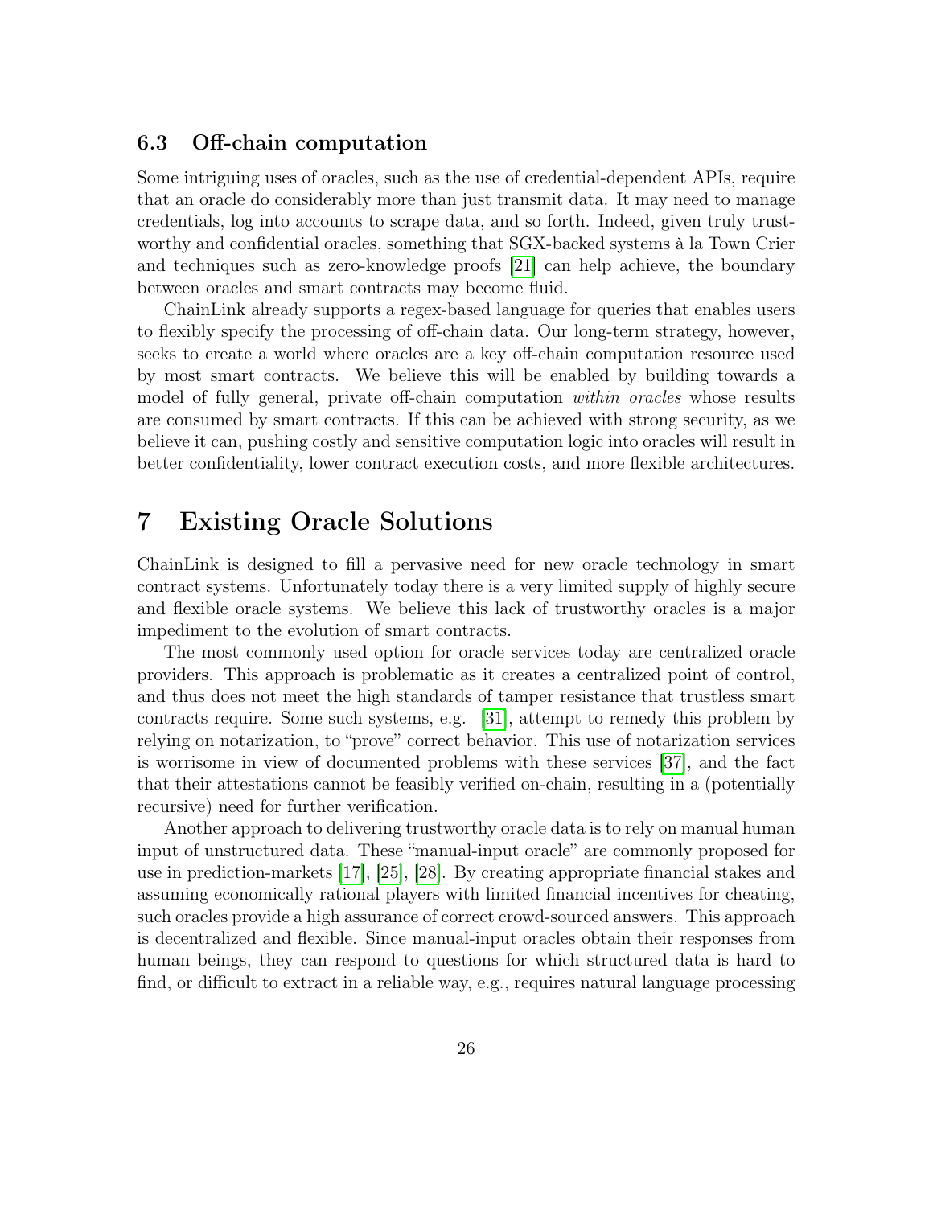### 6.3 Off-chain computation

Some intriguing uses of oracles, such as the use of credential-dependent APIs, require that an oracle do considerably more than just transmit data. It may need to manage credentials, log into accounts to scrape data, and so forth. Indeed, given truly trustworthy and confidential oracles, something that SGX-backed systems à la Town Crier and techniques such as zero-knowledge proofs [21] can help achieve, the boundary between oracles and smart contracts may become fluid.

ChainLink already supports a regex-based language for queries that enables users to flexibly specify the processing of off-chain data. Our long-term strategy, however, seeks to create a world where oracles are a key off-chain computation resource used by most smart contracts. We believe this will be enabled by building towards a model of fully general, private off-chain computation *within oracles* whose results are consumed by smart contracts. If this can be achieved with strong security, as we believe it can, pushing costly and sensitive computation logic into oracles will result in better confidentiality, lower contract execution costs, and more flexible architectures.

## 7 Existing Oracle Solutions

ChainLink is designed to fill a pervasive need for new oracle technology in smart contract systems. Unfortunately today there is a very limited supply of highly secure and flexible oracle systems. We believe this lack of trustworthy oracles is a major impediment to the evolution of smart contracts.

The most commonly used option for oracle services today are centralized oracle providers. This approach is problematic as it creates a centralized point of control, and thus does not meet the high standards of tamper resistance that trustless smart contracts require. Some such systems, e.g. [31], attempt to remedy this problem by relying on notarization, to "prove" correct behavior. This use of notarization services is worrisome in view of documented problems with these services [37], and the fact that their attestations cannot be feasibly verified on-chain, resulting in a (potentially recursive) need for further verification.

Another approach to delivering trustworthy oracle data is to rely on manual human input of unstructured data. These "manual-input oracle" are commonly proposed for use in prediction-markets [17], [25], [28]. By creating appropriate financial stakes and assuming economically rational players with limited financial incentives for cheating, such oracles provide a high assurance of correct crowd-sourced answers. This approach is decentralized and flexible. Since manual-input oracles obtain their responses from human beings, they can respond to questions for which structured data is hard to find, or difficult to extract in a reliable way, e.g., requires natural language processing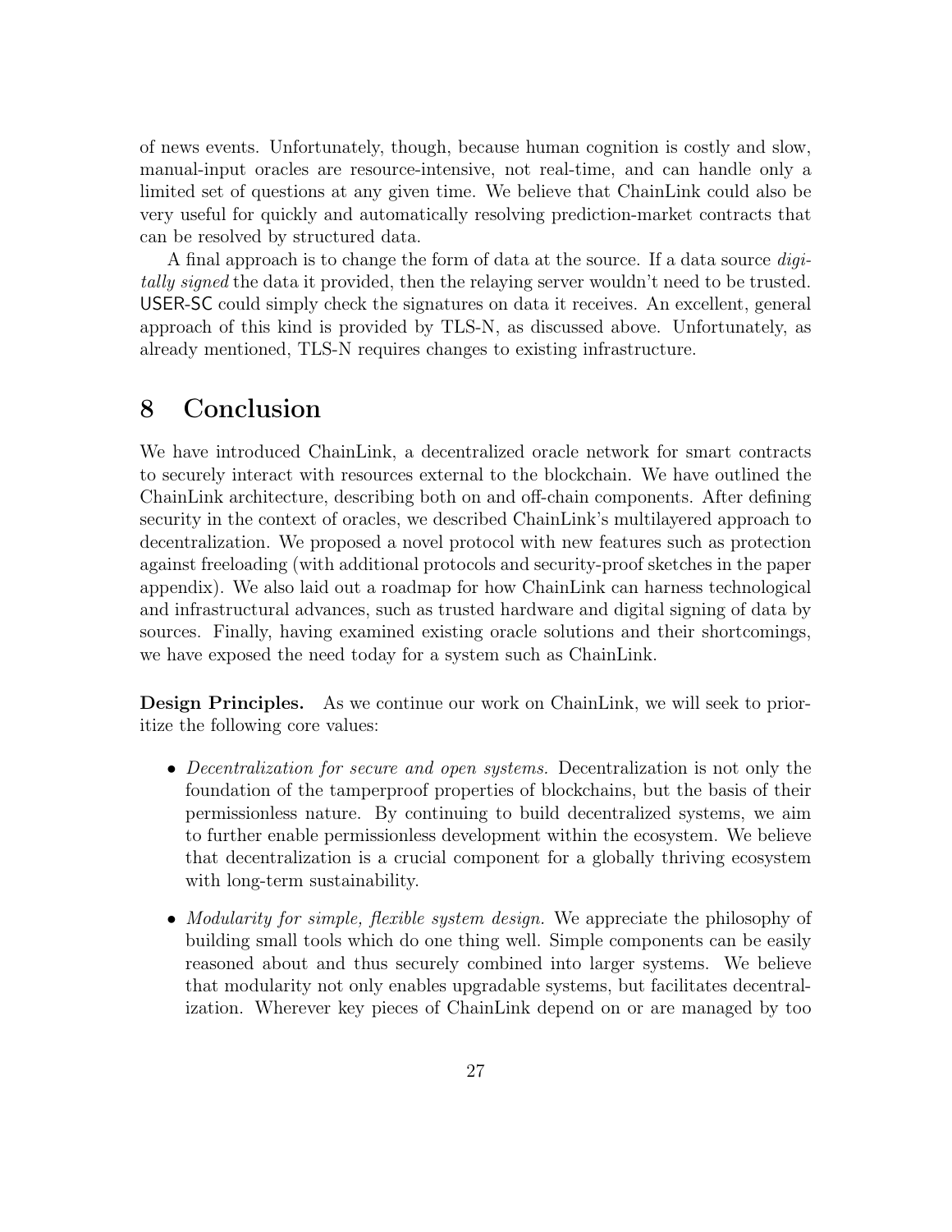of news events. Unfortunately, though, because human cognition is costly and slow, manual-input oracles are resource-intensive, not real-time, and can handle only a limited set of questions at any given time. We believe that ChainLink could also be very useful for quickly and automatically resolving prediction-market contracts that can be resolved by structured data.

A final approach is to change the form of data at the source. If a data source *digitally signed* the data it provided, then the relaying server wouldn't need to be trusted. USER-SC could simply check the signatures on data it receives. An excellent, general approach of this kind is provided by TLS-N, as discussed above. Unfortunately, as already mentioned, TLS-N requires changes to existing infrastructure.

# 8 Conclusion

We have introduced ChainLink, a decentralized oracle network for smart contracts to securely interact with resources external to the blockchain. We have outlined the ChainLink architecture, describing both on and off-chain components. After defining security in the context of oracles, we described ChainLink's multilayered approach to decentralization. We proposed a novel protocol with new features such as protection against freeloading (with additional protocols and security-proof sketches in the paper appendix). We also laid out a roadmap for how ChainLink can harness technological and infrastructural advances, such as trusted hardware and digital signing of data by sources. Finally, having examined existing oracle solutions and their shortcomings, we have exposed the need today for a system such as ChainLink.

**Design Principles.** As we continue our work on ChainLink, we will seek to prioritize the following core values:

- *Decentralization for secure and open systems.* Decentralization is not only the foundation of the tamperproof properties of blockchains, but the basis of their permissionless nature. By continuing to build decentralized systems, we aim to further enable permissionless development within the ecosystem. We believe that decentralization is a crucial component for a globally thriving ecosystem with long-term sustainability.
- *Modularity for simple, flexible system design.* We appreciate the philosophy of building small tools which do one thing well. Simple components can be easily reasoned about and thus securely combined into larger systems. We believe that modularity not only enables upgradable systems, but facilitates decentralization. Wherever key pieces of ChainLink depend on or are managed by too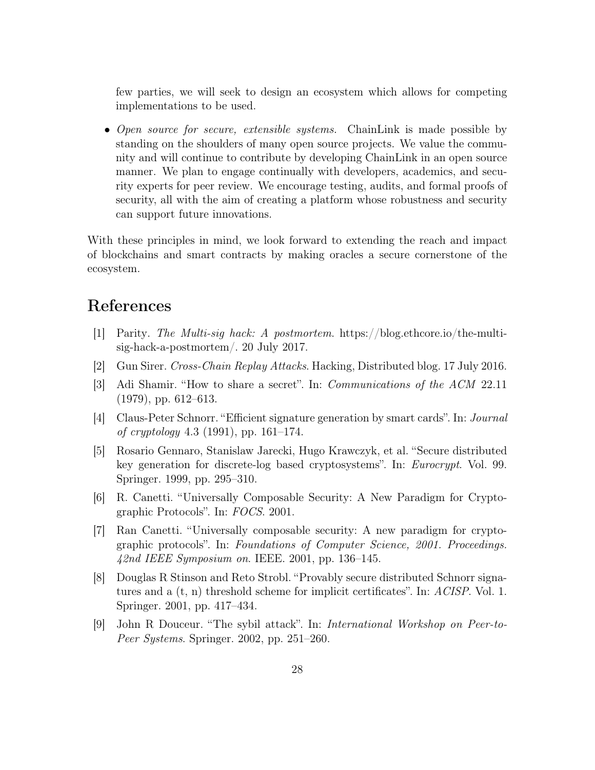few parties, we will seek to design an ecosystem which allows for competing implementations to be used.

- *Open source for secure, extensible systems.* ChainLink is made possible by standing on the shoulders of many open source projects. We value the community and will continue to contribute by developing ChainLink in an open source manner. We plan to engage continually with developers, academics, and security experts for peer review. We encourage testing, audits, and formal proofs of security, all with the aim of creating a platform whose robustness and security can support future innovations.

With these principles in mind, we look forward to extending the reach and impact of blockchains and smart contracts by making oracles a secure cornerstone of the ecosystem.

# References

[1] Parity. *The Multi-sig hack: A postmortem*. https://blog.ethcore.io/the-multi-sig-hack-a-postmortem/. 20 July 2017.

[2] Gun Sirer. *Cross-Chain Replay Attacks*. Hacking, Distributed blog. 17 July 2016.

[3] Adi Shamir. "How to share a secret". In: *Communications of the ACM* 22.11 (1979), pp. 612–613.

[4] Claus-Peter Schnorr. "Efficient signature generation by smart cards". In: *Journal of cryptology* 4.3 (1991), pp. 161–174.

[5] Rosario Gennaro, Stanislaw Jarecki, Hugo Krawczyk, et al. "Secure distributed key generation for discrete-log based cryptosystems". In: *Eurocrypt*. Vol. 99. Springer. 1999, pp. 295–310.

[6] R. Canetti. "Universally Composable Security: A New Paradigm for Cryptographic Protocols". In: *FOCS*. 2001.

[7] Ran Canetti. "Universally composable security: A new paradigm for cryptographic protocols". In: *Foundations of Computer Science, 2001. Proceedings. 42nd IEEE Symposium on*. IEEE. 2001, pp. 136–145.

[8] Douglas R Stinson and Reto Strobl. "Provably secure distributed Schnorr signatures and a (t, n) threshold scheme for implicit certificates". In: *ACISP*. Vol. 1. Springer. 2001, pp. 417–434.

[9] John R Douceur. "The sybil attack". In: *International Workshop on Peer-to-Peer Systems*. Springer. 2002, pp. 251–260.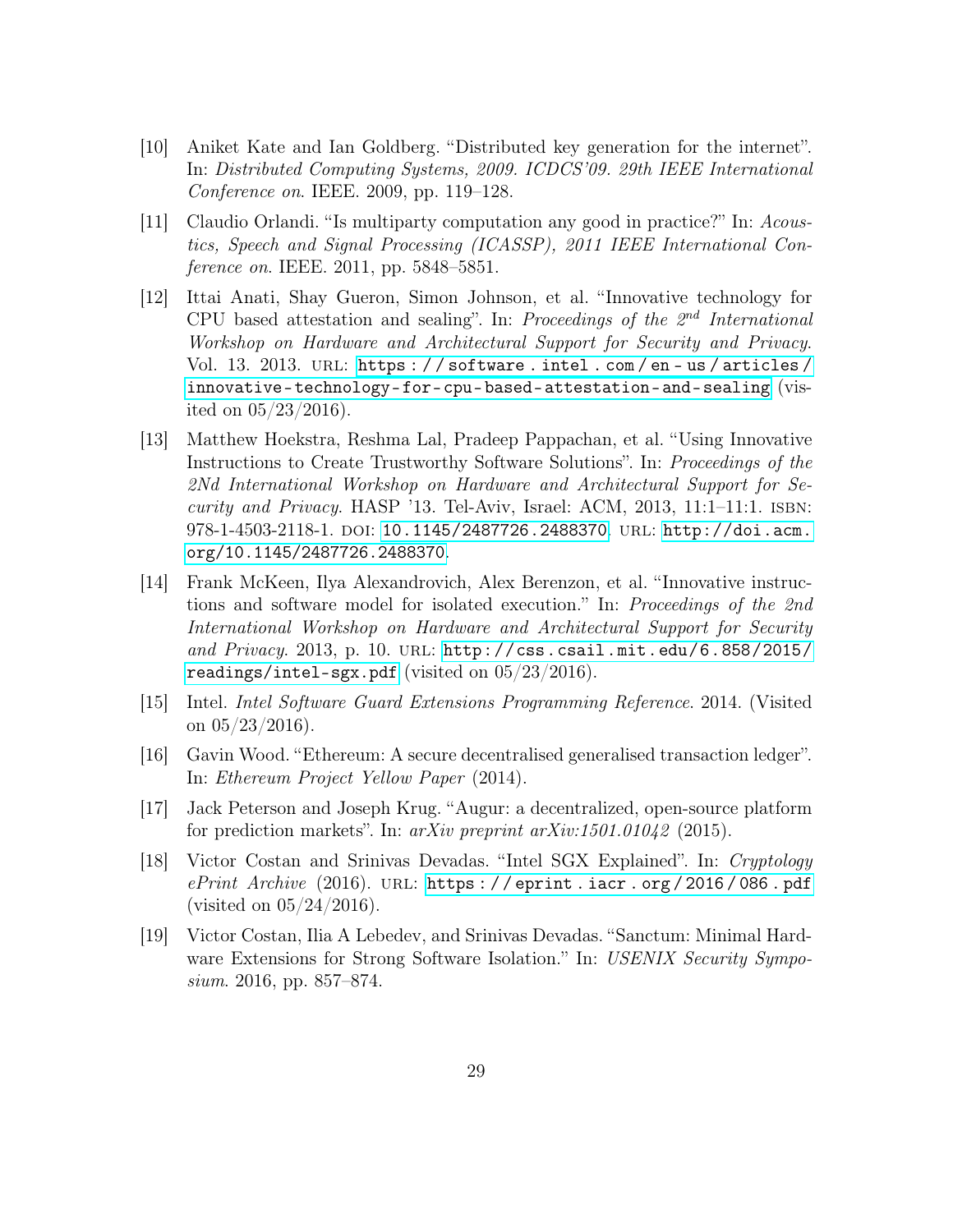[10] Aniket Kate and Ian Goldberg. "Distributed key generation for the internet". In: *Distributed Computing Systems, 2009. ICDCS'09. 29th IEEE International Conference on*. IEEE. 2009, pp. 119–128.

[11] Claudio Orlandi. "Is multiparty computation any good in practice?" In: *Acoustics, Speech and Signal Processing (ICASSP), 2011 IEEE International Conference on*. IEEE. 2011, pp. 5848–5851.

[12] Ittai Anati, Shay Gueron, Simon Johnson, et al. "Innovative technology for CPU based attestation and sealing". In: *Proceedings of the 2nd International Workshop on Hardware and Architectural Support for Security and Privacy*. Vol. 13. 2013. URL: https://software.intel.com/en-us/articles/innovative-technology-for-cpu-based-attestation-and-sealing (visited on 05/23/2016).

[13] Matthew Hoekstra, Reshma Lal, Pradeep Pappachan, et al. "Using Innovative Instructions to Create Trustworthy Software Solutions". In: *Proceedings of the 2Nd International Workshop on Hardware and Architectural Support for Security and Privacy*. HASP '13. Tel-Aviv, Israel: ACM, 2013, 11:1–11:1. ISBN: 978-1-4503-2118-1. DOI: 10.1145/2487726.2488370. URL: http://doi.acm.org/10.1145/2487726.2488370.

[14] Frank McKeen, Ilya Alexandrovich, Alex Berenzon, et al. "Innovative instructions and software model for isolated execution." In: *Proceedings of the 2nd International Workshop on Hardware and Architectural Support for Security and Privacy*. 2013, p. 10. URL: http://css.csail.mit.edu/6.858/2015/readings/intel-sgx.pdf (visited on 05/23/2016).

[15] Intel. *Intel Software Guard Extensions Programming Reference*. 2014. (Visited on 05/23/2016).

[16] Gavin Wood. "Ethereum: A secure decentralised generalised transaction ledger". In: *Ethereum Project Yellow Paper* (2014).

[17] Jack Peterson and Joseph Krug. "Augur: a decentralized, open-source platform for prediction markets". In: *arXiv preprint arXiv:1501.01042* (2015).

[18] Victor Costan and Srinivas Devadas. "Intel SGX Explained". In: *Cryptology ePrint Archive* (2016). URL: https://eprint.iacr.org/2016/086.pdf (visited on 05/24/2016).

[19] Victor Costan, Ilia A Lebedev, and Srinivas Devadas. "Sanctum: Minimal Hardware Extensions for Strong Software Isolation." In: *USENIX Security Symposium*. 2016, pp. 857–874.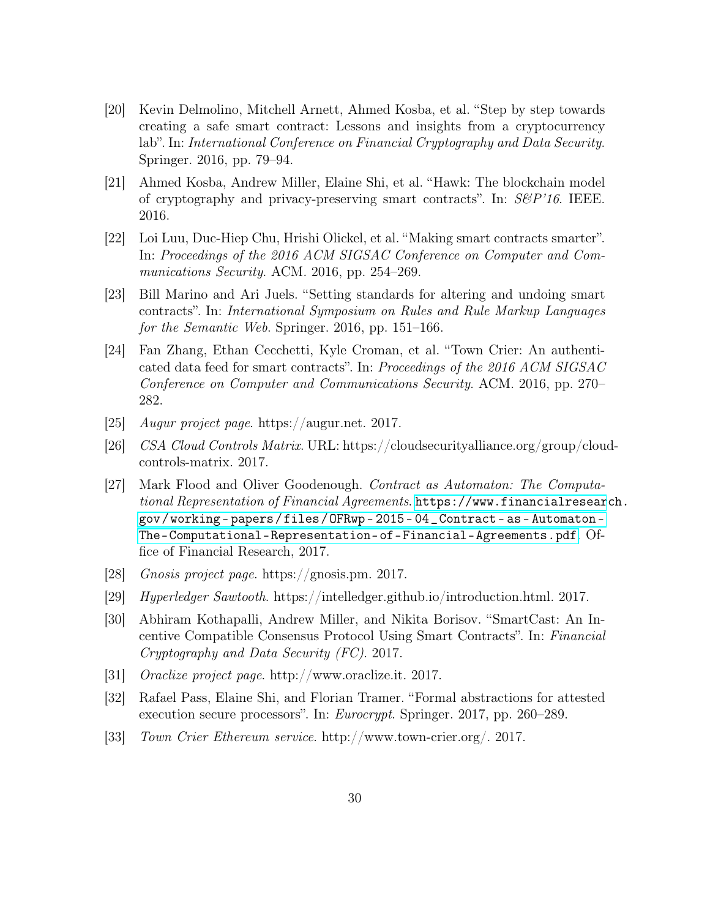[20] Kevin Delmolino, Mitchell Arnett, Ahmed Kosba, et al. "Step by step towards creating a safe smart contract: Lessons and insights from a cryptocurrency lab". In: *International Conference on Financial Cryptography and Data Security*. Springer. 2016, pp. 79–94.

[21] Ahmed Kosba, Andrew Miller, Elaine Shi, et al. "Hawk: The blockchain model of cryptography and privacy-preserving smart contracts". In: *S&P'16*. IEEE. 2016.

[22] Loi Luu, Duc-Hiep Chu, Hrishi Olickel, et al. "Making smart contracts smarter". In: *Proceedings of the 2016 ACM SIGSAC Conference on Computer and Communications Security*. ACM. 2016, pp. 254–269.

[23] Bill Marino and Ari Juels. "Setting standards for altering and undoing smart contracts". In: *International Symposium on Rules and Rule Markup Languages for the Semantic Web*. Springer. 2016, pp. 151–166.

[24] Fan Zhang, Ethan Cecchetti, Kyle Croman, et al. "Town Crier: An authenticated data feed for smart contracts". In: *Proceedings of the 2016 ACM SIGSAC Conference on Computer and Communications Security*. ACM. 2016, pp. 270–282.

[25] *Augur project page*. https://augur.net. 2017.

[26] *CSA Cloud Controls Matrix*. URL: https://cloudsecurityalliance.org/group/cloud-controls-matrix. 2017.

[27] Mark Flood and Oliver Goodenough. *Contract as Automaton: The Computational Representation of Financial Agreements*. https://www.financialresearch.gov/working-papers/files/OFRwp-2015-04_Contract-as-Automaton-The-Computational-Representation-of-Financial-Agreements.pdf. Office of Financial Research, 2017.

[28] *Gnosis project page*. https://gnosis.pm. 2017.

[29] *Hyperledger Sawtooth*. https://intelledger.github.io/introduction.html. 2017.

[30] Abhiram Kothapalli, Andrew Miller, and Nikita Borisov. "SmartCast: An Incentive Compatible Consensus Protocol Using Smart Contracts". In: *Financial Cryptography and Data Security (FC)*. 2017.

[31] *Oraclize project page*. http://www.oraclize.it. 2017.

[32] Rafael Pass, Elaine Shi, and Florian Tramer. "Formal abstractions for attested execution secure processors". In: *Eurocrypt*. Springer. 2017, pp. 260–289.

[33] *Town Crier Ethereum service*. http://www.town-crier.org/. 2017.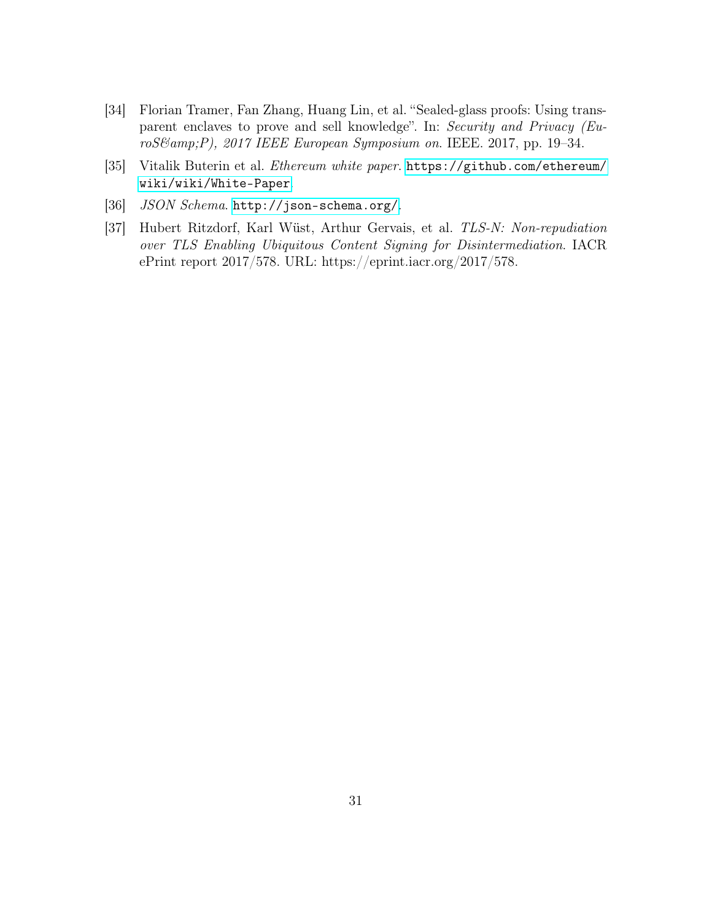[34] Florian Tramer, Fan Zhang, Huang Lin, et al. "Sealed-glass proofs: Using transparent enclaves to prove and sell knowledge". In: *Security and Privacy (EuroS&amp;P), 2017 IEEE European Symposium on*. IEEE. 2017, pp. 19–34.

[35] Vitalik Buterin et al. *Ethereum white paper*. https://github.com/ethereum/wiki/wiki/White-Paper.

[36] *JSON Schema*. http://json-schema.org/.

[37] Hubert Ritzdorf, Karl Wüst, Arthur Gervais, et al. *TLS-N: Non-repudiation over TLS Enabling Ubiquitous Content Signing for Disintermediation*. IACR ePrint report 2017/578. URL: https://eprint.iacr.org/2017/578.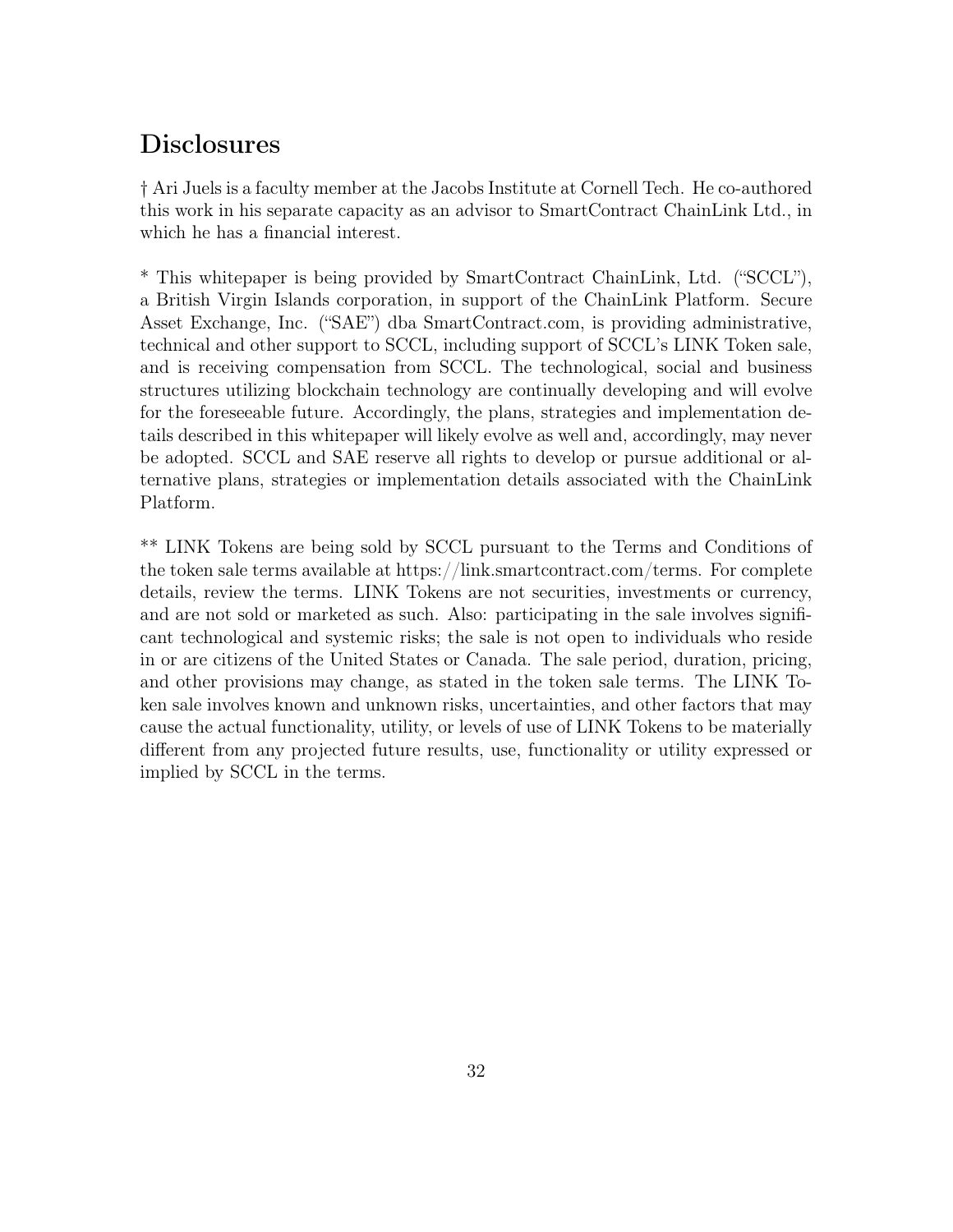## Disclosures

† Ari Juels is a faculty member at the Jacobs Institute at Cornell Tech. He co-authored this work in his separate capacity as an advisor to SmartContract ChainLink Ltd., in which he has a financial interest.

* This whitepaper is being provided by SmartContract ChainLink, Ltd. ("SCCL"), a British Virgin Islands corporation, in support of the ChainLink Platform. Secure Asset Exchange, Inc. ("SAE") dba SmartContract.com, is providing administrative, technical and other support to SCCL, including support of SCCL's LINK Token sale, and is receiving compensation from SCCL. The technological, social and business structures utilizing blockchain technology are continually developing and will evolve for the foreseeable future. Accordingly, the plans, strategies and implementation details described in this whitepaper will likely evolve as well and, accordingly, may never be adopted. SCCL and SAE reserve all rights to develop or pursue additional or alternative plans, strategies or implementation details associated with the ChainLink Platform.

** LINK Tokens are being sold by SCCL pursuant to the Terms and Conditions of the token sale terms available at https://link.smartcontract.com/terms. For complete details, review the terms. LINK Tokens are not securities, investments or currency, and are not sold or marketed as such. Also: participating in the sale involves significant technological and systemic risks; the sale is not open to individuals who reside in or are citizens of the United States or Canada. The sale period, duration, pricing, and other provisions may change, as stated in the token sale terms. The LINK Token sale involves known and unknown risks, uncertainties, and other factors that may cause the actual functionality, utility, or levels of use of LINK Tokens to be materially different from any projected future results, use, functionality or utility expressed or implied by SCCL in the terms.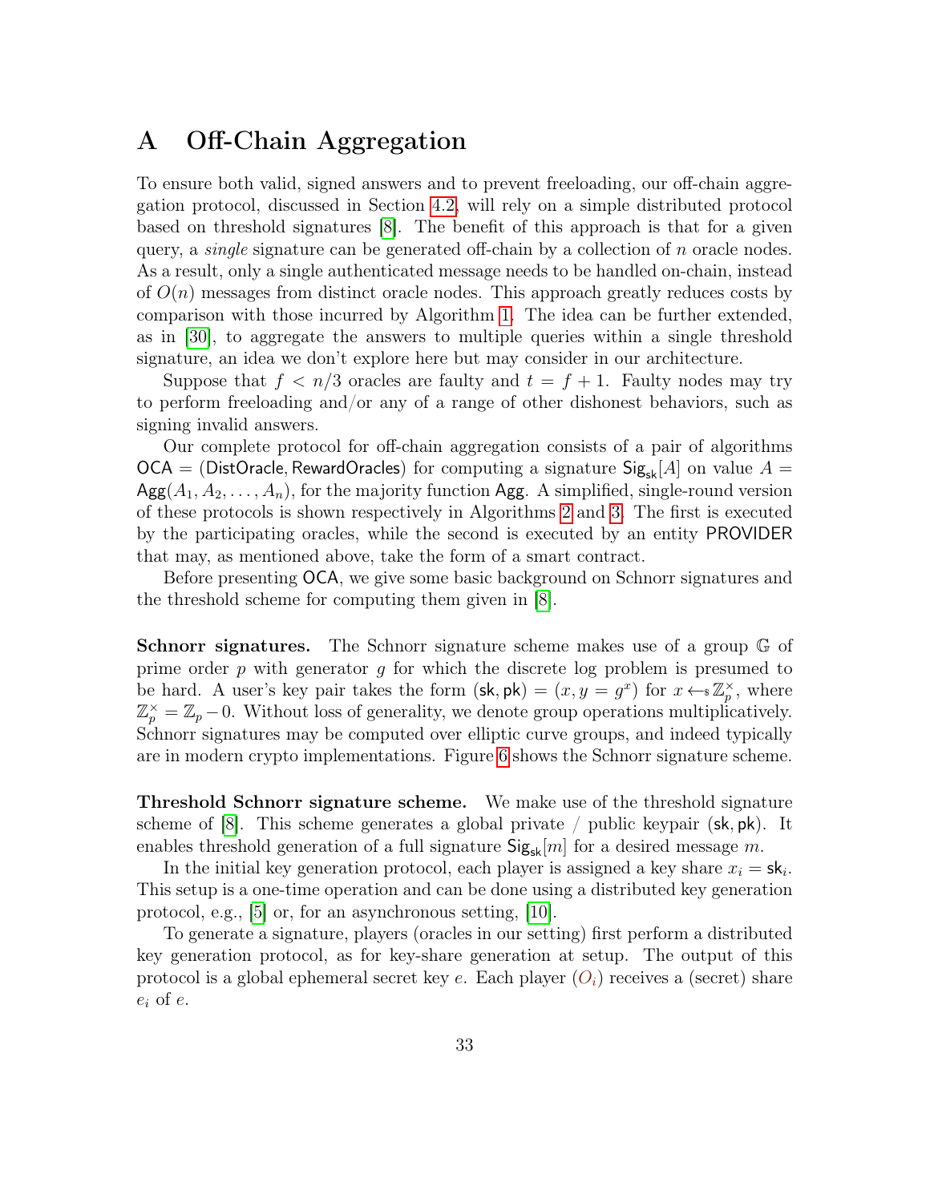# A Off-Chain Aggregation

To ensure both valid, signed answers and to prevent freeloading, our off-chain aggregation protocol, discussed in Section 4.2, will rely on a simple distributed protocol based on threshold signatures [8]. The benefit of this approach is that for a given query, a *single* signature can be generated off-chain by a collection of $n$ oracle nodes. As a result, only a single authenticated message needs to be handled on-chain, instead of $O(n)$ messages from distinct oracle nodes. This approach greatly reduces costs by comparison with those incurred by Algorithm 1. The idea can be further extended, as in [30], to aggregate the answers to multiple queries within a single threshold signature, an idea we don't explore here but may consider in our architecture.

Suppose that $f < n/3$ oracles are faulty and $t = f + 1$. Faulty nodes may try to perform freeloading and/or any of a range of other dishonest behaviors, such as signing invalid answers.

Our complete protocol for off-chain aggregation consists of a pair of algorithms $\mathsf{OCA} = (\mathsf{DistOracle}, \mathsf{RewardOracles})$ for computing a signature $\mathsf{Sig}_{\mathsf{sk}}[A]$ on value $A = \mathsf{Agg}(A_1, A_2, \ldots, A_n)$, for the majority function $\mathsf{Agg}$. A simplified, single-round version of these protocols is shown respectively in Algorithms 2 and 3. The first is executed by the participating oracles, while the second is executed by an entity $\mathsf{PROVIDER}$ that may, as mentioned above, take the form of a smart contract.

Before presenting $\mathsf{OCA}$, we give some basic background on Schnorr signatures and the threshold scheme for computing them given in [8].

**Schnorr signatures.** The Schnorr signature scheme makes use of a group $\mathbb{G}$ of prime order $p$ with generator $g$ for which the discrete log problem is presumed to be hard. A user's key pair takes the form $(\mathsf{sk}, \mathsf{pk}) = (x, y = g^x)$ for $x \leftarrow_{\$} \mathbb{Z}_p^{\times}$, where $\mathbb{Z}_p^{\times} = \mathbb{Z}_p - 0$. Without loss of generality, we denote group operations multiplicatively. Schnorr signatures may be computed over elliptic curve groups, and indeed typically are in modern crypto implementations. Figure 6 shows the Schnorr signature scheme.

**Threshold Schnorr signature scheme.** We make use of the threshold signature scheme of [8]. This scheme generates a global private / public keypair $(\mathsf{sk}, \mathsf{pk})$. It enables threshold generation of a full signature $\mathsf{Sig}_{\mathsf{sk}}[m]$ for a desired message $m$.

In the initial key generation protocol, each player is assigned a key share $x_i = \mathsf{sk}_i$. This setup is a one-time operation and can be done using a distributed key generation protocol, e.g., [5] or, for an asynchronous setting, [10].

To generate a signature, players (oracles in our setting) first perform a distributed key generation protocol, as for key-share generation at setup. The output of this protocol is a global ephemeral secret key $e$. Each player ($O_i$) receives a (secret) share $e_i$ of $e$.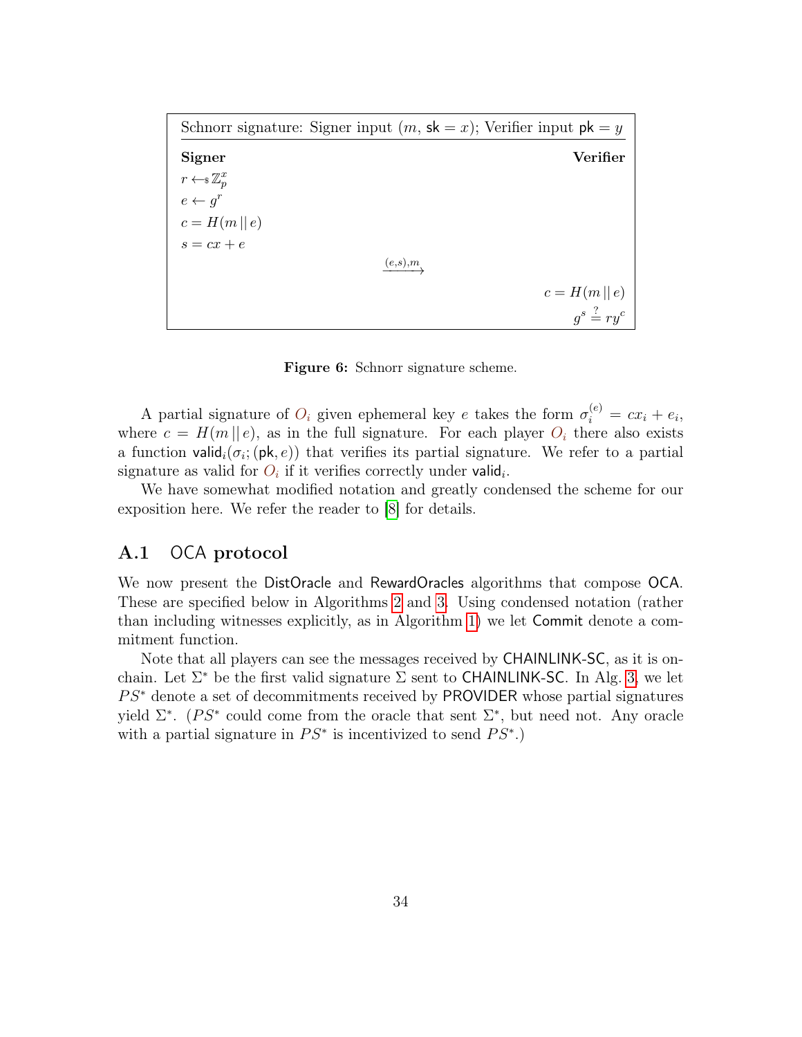| Schnorr signature: Signer input $(m,\ \mathsf{sk} = x)$; Verifier input $\mathsf{pk} = y$ | | |
|---|---|---|
| **Signer** | | **Verifier** |
| $r \leftarrow\!\!\$\ \mathbb{Z}_p^x$ | | |
| $e \leftarrow g^r$ | | |
| $c = H(m \,\|\, e)$ | | |
| $s = cx + e$ | | |
| | $\xrightarrow{(e,s),m}$ | |
| | | $c = H(m \,\|\, e)$ |
| | | $g^s \stackrel{?}{=} ry^c$ |

**Figure 6:** Schnorr signature scheme.

A partial signature of $O_i$ given ephemeral key $e$ takes the form $\sigma_i^{(e)} = cx_i + e_i$, where $c = H(m \,||\, e)$, as in the full signature. For each player $O_i$ there also exists a function $\mathsf{valid}_i(\sigma_i; (\mathsf{pk}, e))$ that verifies its partial signature. We refer to a partial signature as valid for $O_i$ if it verifies correctly under $\mathsf{valid}_i$.

We have somewhat modified notation and greatly condensed the scheme for our exposition here. We refer the reader to [8] for details.

## A.1 OCA protocol

We now present the DistOracle and RewardOracles algorithms that compose OCA. These are specified below in Algorithms 2 and 3. Using condensed notation (rather than including witnesses explicitly, as in Algorithm 1) we let Commit denote a commitment function.

Note that all players can see the messages received by CHAINLINK-SC, as it is on-chain. Let $\Sigma^*$ be the first valid signature $\Sigma$ sent to CHAINLINK-SC. In Alg. 3, we let $PS^*$ denote a set of decommitments received by PROVIDER whose partial signatures yield $\Sigma^*$. ($PS^*$ could come from the oracle that sent $\Sigma^*$, but need not. Any oracle with a partial signature in $PS^*$ is incentivized to send $PS^*$.)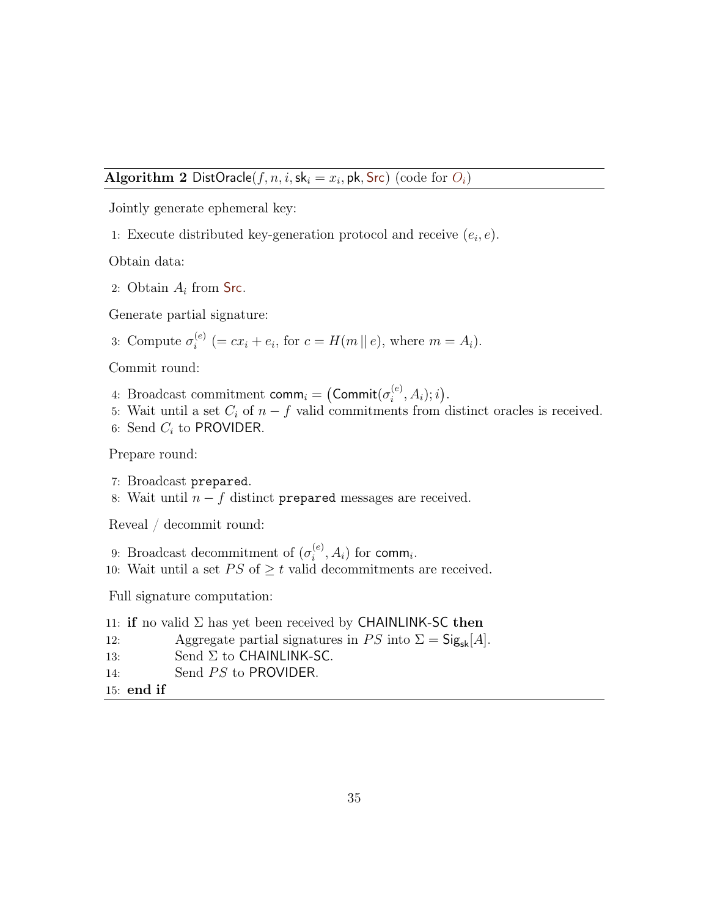**Algorithm 2** $\mathsf{DistOracle}(f, n, i, \mathsf{sk}_i = x_i, \mathsf{pk}, \mathsf{Src})$ (code for $O_i$)

Jointly generate ephemeral key:

1: Execute distributed key-generation protocol and receive $(e_i, e)$.

Obtain data:

2: Obtain $A_i$ from $\mathsf{Src}$.

Generate partial signature:

3: Compute $\sigma_i^{(e)}$ $(= cx_i + e_i$, for $c = H(m \,||\, e)$, where $m = A_i)$.

Commit round:

4: Broadcast commitment $\mathsf{comm}_i = \left(\mathsf{Commit}(\sigma_i^{(e)}, A_i); i\right)$.
5: Wait until a set $C_i$ of $n - f$ valid commitments from distinct oracles is received.
6: Send $C_i$ to $\mathsf{PROVIDER}$.

Prepare round:

7: Broadcast `prepared`.
8: Wait until $n - f$ distinct `prepared` messages are received.

Reveal / decommit round:

9: Broadcast decommitment of $(\sigma_i^{(e)}, A_i)$ for $\mathsf{comm}_i$.
10: Wait until a set $PS$ of $\geq t$ valid decommitments are received.

Full signature computation:

11: **if** no valid $\Sigma$ has yet been received by $\mathsf{CHAINLINK\text{-}SC}$ **then**
12: Aggregate partial signatures in $PS$ into $\Sigma = \mathsf{Sig}_{\mathsf{sk}}[A]$.
13: Send $\Sigma$ to $\mathsf{CHAINLINK\text{-}SC}$.
14: Send $PS$ to $\mathsf{PROVIDER}$.
15: **end if**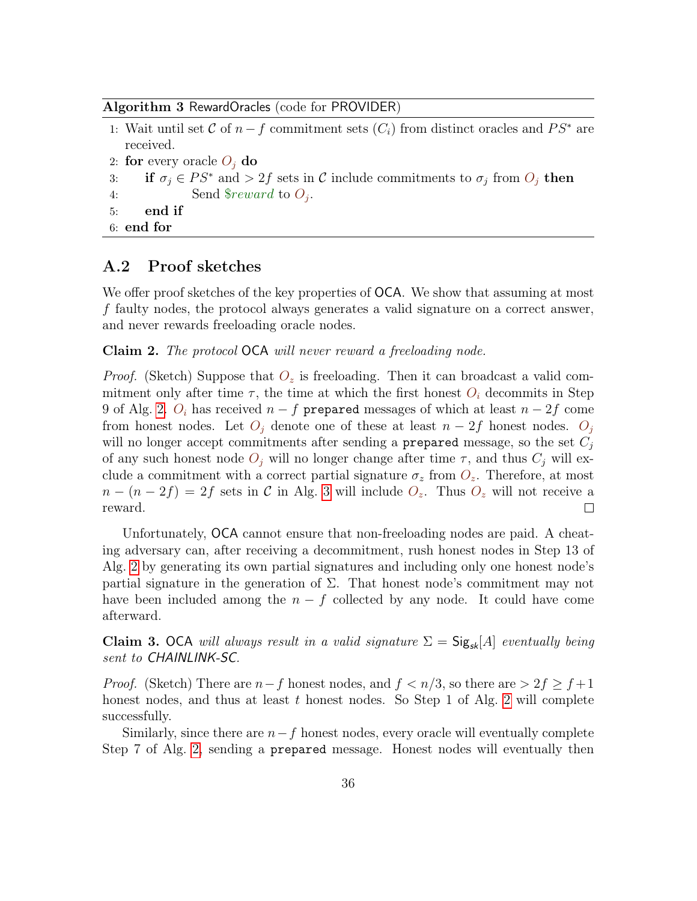**Algorithm 3** RewardOracles (code for PROVIDER)

```
1: Wait until set 𝒞 of n − f commitment sets (C_i) from distinct oracles and PS* are
   received.
2: for every oracle O_j do
3:     if σ_j ∈ PS* and > 2f sets in 𝒞 include commitments to σ_j from O_j then
4:         Send $reward to O_j.
5:     end if
6: end for
```

## A.2 Proof sketches

We offer proof sketches of the key properties of OCA. We show that assuming at most $f$ faulty nodes, the protocol always generates a valid signature on a correct answer, and never rewards freeloading oracle nodes.

**Claim 2.** *The protocol* OCA *will never reward a freeloading node.*

*Proof.* (Sketch) Suppose that $O_z$ is freeloading. Then it can broadcast a valid commitment only after time $\tau$, the time at which the first honest $O_i$ decommits in Step 9 of Alg. 2. $O_i$ has received $n-f$ `prepared` messages of which at least $n-2f$ come from honest nodes. Let $O_j$ denote one of these at least $n-2f$ honest nodes. $O_j$ will no longer accept commitments after sending a `prepared` message, so the set $C_j$ of any such honest node $O_j$ will no longer change after time $\tau$, and thus $C_j$ will exclude a commitment with a correct partial signature $\sigma_z$ from $O_z$. Therefore, at most $n-(n-2f) = 2f$ sets in $\mathcal{C}$ in Alg. 3 will include $O_z$. Thus $O_z$ will not receive a reward. □

Unfortunately, OCA cannot ensure that non-freeloading nodes are paid. A cheating adversary can, after receiving a decommitment, rush honest nodes in Step 13 of Alg. 2 by generating its own partial signatures and including only one honest node's partial signature in the generation of $\Sigma$. That honest node's commitment may not have been included among the $n-f$ collected by any node. It could have come afterward.

**Claim 3.** OCA *will always result in a valid signature* $\Sigma = \mathsf{Sig}_{sk}[A]$ *eventually being sent to* CHAINLINK-SC*.*

*Proof.* (Sketch) There are $n-f$ honest nodes, and $f < n/3$, so there are $> 2f \geq f+1$ honest nodes, and thus at least $t$ honest nodes. So Step 1 of Alg. 2 will complete successfully.

Similarly, since there are $n-f$ honest nodes, every oracle will eventually complete Step 7 of Alg. 2, sending a `prepared` message. Honest nodes will eventually then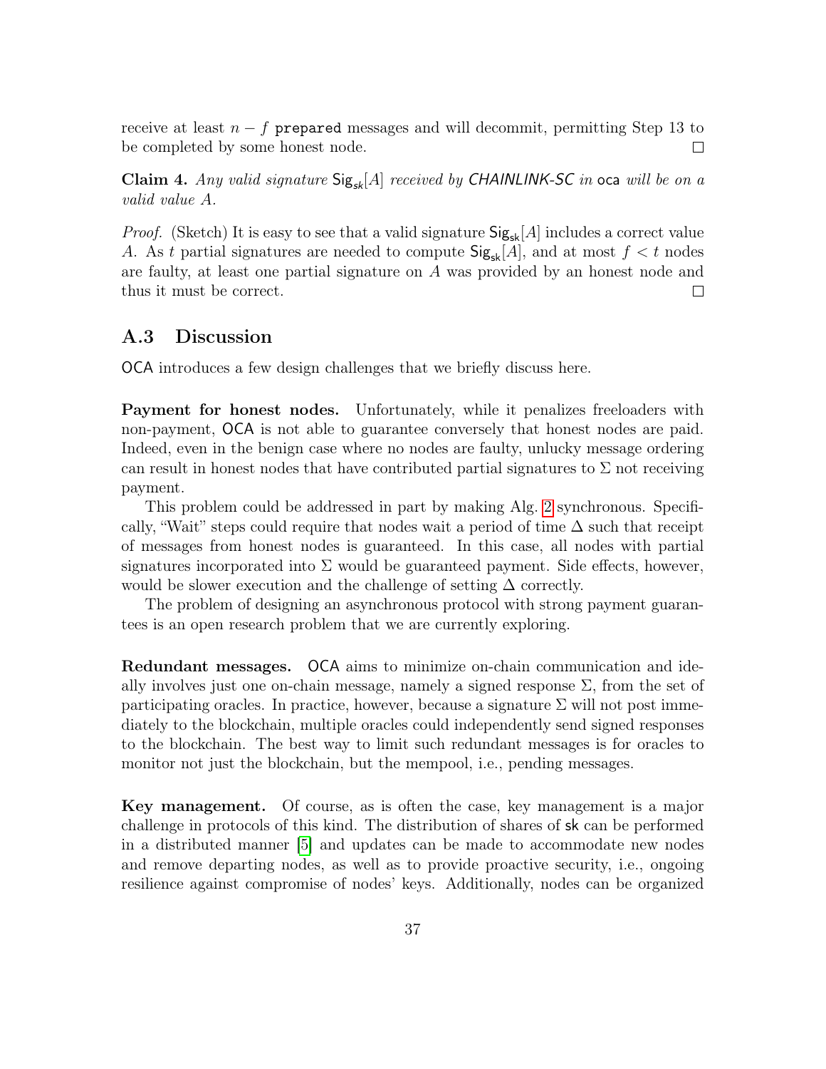receive at least $n - f$ `prepared` messages and will decommit, permitting Step 13 to be completed by some honest node. □

**Claim 4.** *Any valid signature $\mathsf{Sig}_{sk}[A]$ received by CHAINLINK-SC in* oca *will be on a valid value $A$.*

*Proof.* (Sketch) It is easy to see that a valid signature $\mathsf{Sig}_{\mathsf{sk}}[A]$ includes a correct value $A$. As $t$ partial signatures are needed to compute $\mathsf{Sig}_{\mathsf{sk}}[A]$, and at most $f < t$ nodes are faulty, at least one partial signature on $A$ was provided by an honest node and thus it must be correct. □

## A.3 Discussion

OCA introduces a few design challenges that we briefly discuss here.

**Payment for honest nodes.** Unfortunately, while it penalizes freeloaders with non-payment, OCA is not able to guarantee conversely that honest nodes are paid. Indeed, even in the benign case where no nodes are faulty, unlucky message ordering can result in honest nodes that have contributed partial signatures to $\Sigma$ not receiving payment.

This problem could be addressed in part by making Alg. 2 synchronous. Specifically, "Wait" steps could require that nodes wait a period of time $\Delta$ such that receipt of messages from honest nodes is guaranteed. In this case, all nodes with partial signatures incorporated into $\Sigma$ would be guaranteed payment. Side effects, however, would be slower execution and the challenge of setting $\Delta$ correctly.

The problem of designing an asynchronous protocol with strong payment guarantees is an open research problem that we are currently exploring.

**Redundant messages.** OCA aims to minimize on-chain communication and ideally involves just one on-chain message, namely a signed response $\Sigma$, from the set of participating oracles. In practice, however, because a signature $\Sigma$ will not post immediately to the blockchain, multiple oracles could independently send signed responses to the blockchain. The best way to limit such redundant messages is for oracles to monitor not just the blockchain, but the mempool, i.e., pending messages.

**Key management.** Of course, as is often the case, key management is a major challenge in protocols of this kind. The distribution of shares of sk can be performed in a distributed manner [5] and updates can be made to accommodate new nodes and remove departing nodes, as well as to provide proactive security, i.e., ongoing resilience against compromise of nodes' keys. Additionally, nodes can be organized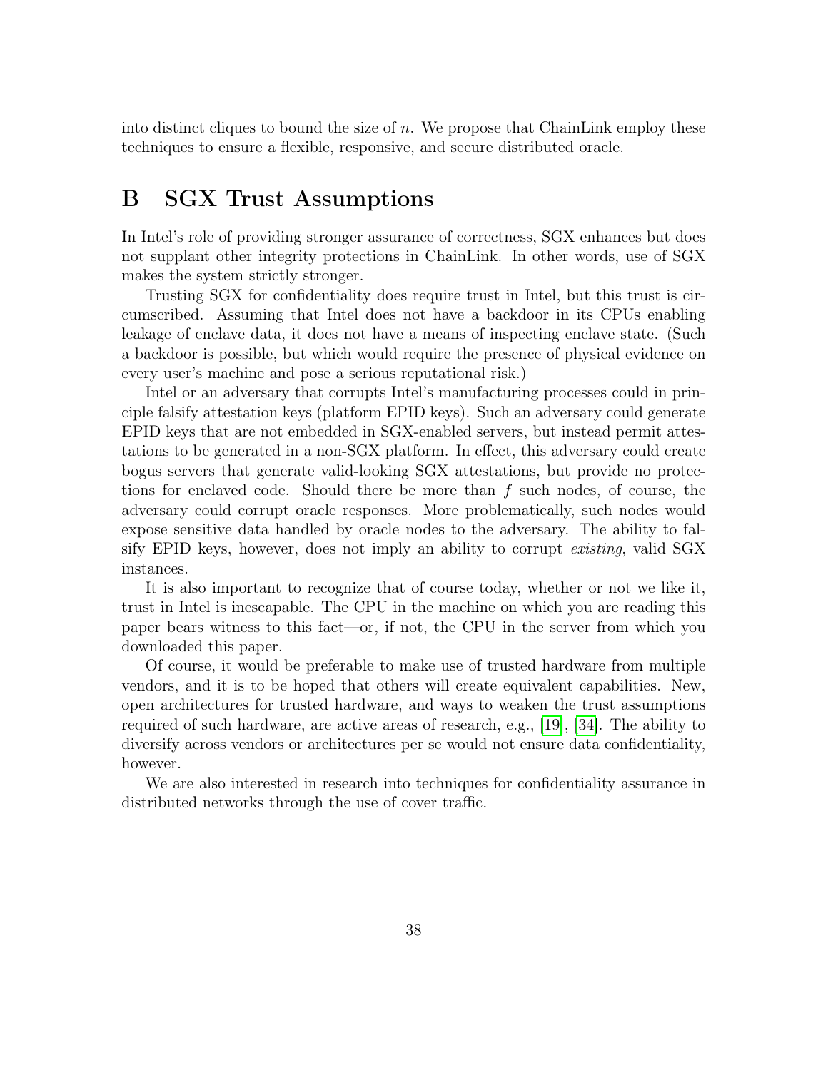into distinct cliques to bound the size of $n$. We propose that ChainLink employ these techniques to ensure a flexible, responsive, and secure distributed oracle.

## B SGX Trust Assumptions

In Intel's role of providing stronger assurance of correctness, SGX enhances but does not supplant other integrity protections in ChainLink. In other words, use of SGX makes the system strictly stronger.

Trusting SGX for confidentiality does require trust in Intel, but this trust is circumscribed. Assuming that Intel does not have a backdoor in its CPUs enabling leakage of enclave data, it does not have a means of inspecting enclave state. (Such a backdoor is possible, but which would require the presence of physical evidence on every user's machine and pose a serious reputational risk.)

Intel or an adversary that corrupts Intel's manufacturing processes could in principle falsify attestation keys (platform EPID keys). Such an adversary could generate EPID keys that are not embedded in SGX-enabled servers, but instead permit attestations to be generated in a non-SGX platform. In effect, this adversary could create bogus servers that generate valid-looking SGX attestations, but provide no protections for enclaved code. Should there be more than $f$ such nodes, of course, the adversary could corrupt oracle responses. More problematically, such nodes would expose sensitive data handled by oracle nodes to the adversary. The ability to falsify EPID keys, however, does not imply an ability to corrupt *existing*, valid SGX instances.

It is also important to recognize that of course today, whether or not we like it, trust in Intel is inescapable. The CPU in the machine on which you are reading this paper bears witness to this fact—or, if not, the CPU in the server from which you downloaded this paper.

Of course, it would be preferable to make use of trusted hardware from multiple vendors, and it is to be hoped that others will create equivalent capabilities. New, open architectures for trusted hardware, and ways to weaken the trust assumptions required of such hardware, are active areas of research, e.g., [19], [34]. The ability to diversify across vendors or architectures per se would not ensure data confidentiality, however.

We are also interested in research into techniques for confidentiality assurance in distributed networks through the use of cover traffic.